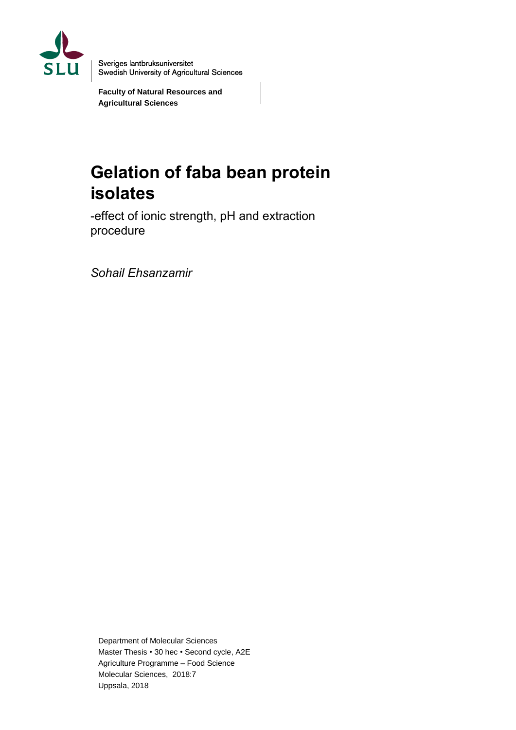Sveriges lantbruksuniversitet
Swedish University of Agricultural Sciences

**Faculty of Natural Resources and Agricultural Sciences**

# Gelation of faba bean protein isolates

-effect of ionic strength, pH and extraction procedure

*Sohail Ehsanzamir*

Department of Molecular Sciences
Master Thesis • 30 hec • Second cycle, A2E
Agriculture Programme – Food Science
Molecular Sciences, 2018:7
Uppsala, 2018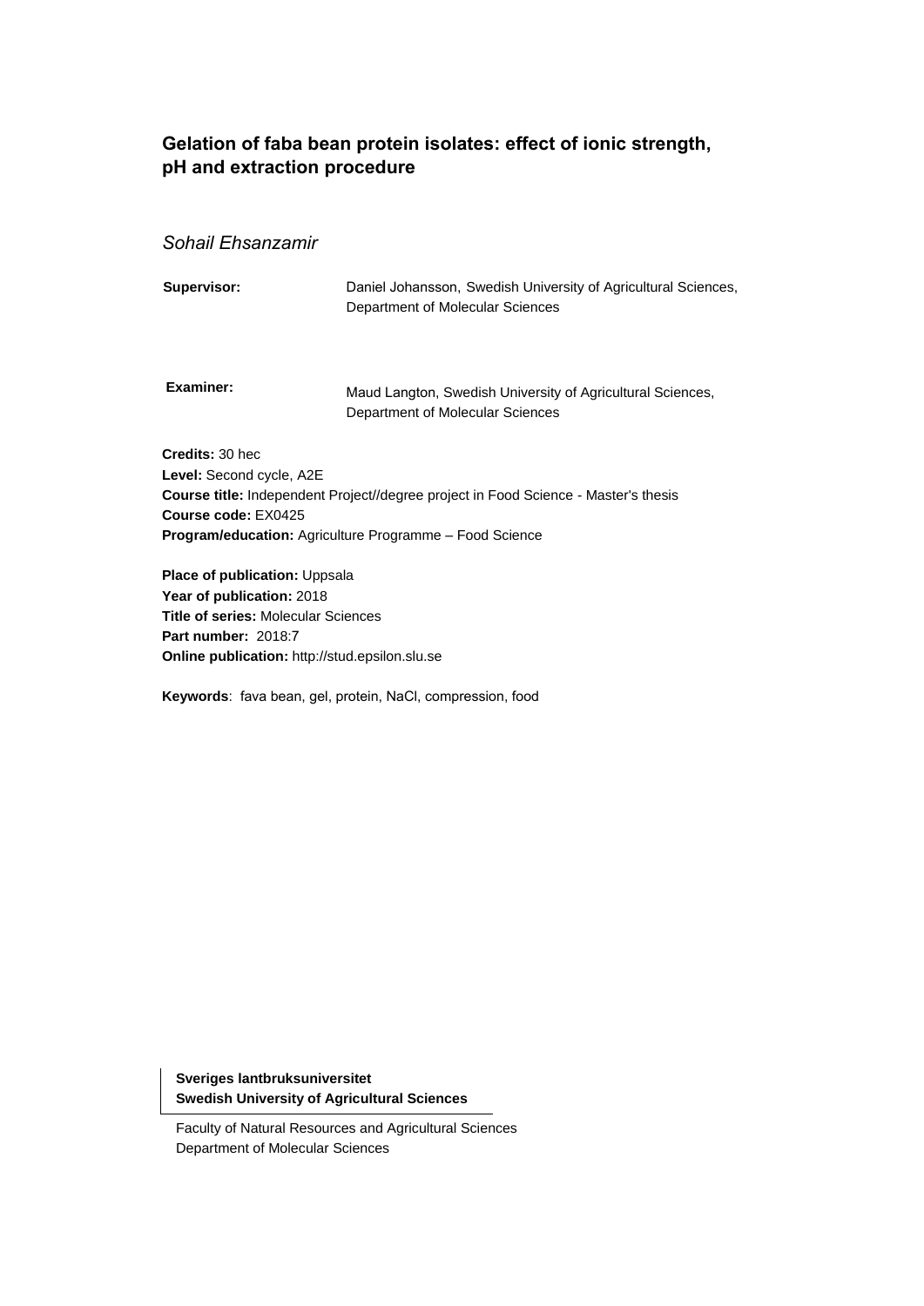# Gelation of faba bean protein isolates: effect of ionic strength, pH and extraction procedure

*Sohail Ehsanzamir*

**Supervisor:** Daniel Johansson, Swedish University of Agricultural Sciences, Department of Molecular Sciences

**Examiner:** Maud Langton, Swedish University of Agricultural Sciences, Department of Molecular Sciences

**Credits:** 30 hec
**Level:** Second cycle, A2E
**Course title:** Independent Project//degree project in Food Science - Master's thesis
**Course code:** EX0425
**Program/education:** Agriculture Programme – Food Science

**Place of publication:** Uppsala
**Year of publication:** 2018
**Title of series:** Molecular Sciences
**Part number:** 2018:7
**Online publication:** http://stud.epsilon.slu.se

**Keywords**: fava bean, gel, protein, NaCl, compression, food

**Sveriges lantbruksuniversitet**
**Swedish University of Agricultural Sciences**

Faculty of Natural Resources and Agricultural Sciences
Department of Molecular Sciences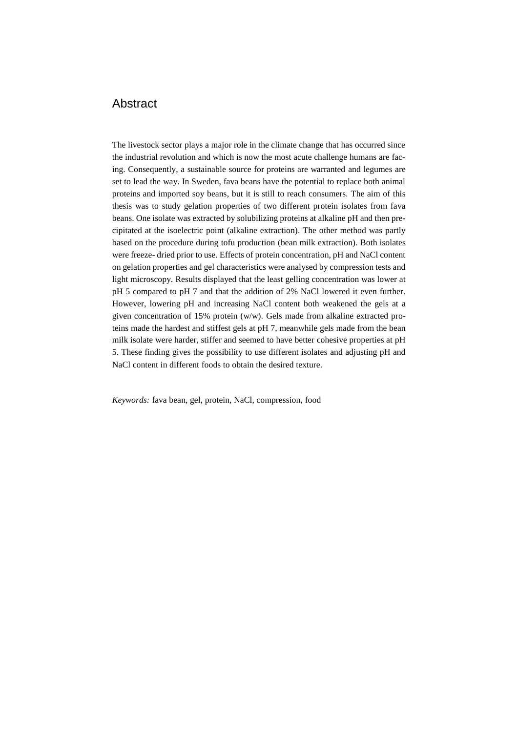# Abstract

The livestock sector plays a major role in the climate change that has occurred since the industrial revolution and which is now the most acute challenge humans are facing. Consequently, a sustainable source for proteins are warranted and legumes are set to lead the way. In Sweden, fava beans have the potential to replace both animal proteins and imported soy beans, but it is still to reach consumers. The aim of this thesis was to study gelation properties of two different protein isolates from fava beans. One isolate was extracted by solubilizing proteins at alkaline pH and then precipitated at the isoelectric point (alkaline extraction). The other method was partly based on the procedure during tofu production (bean milk extraction). Both isolates were freeze- dried prior to use. Effects of protein concentration, pH and NaCl content on gelation properties and gel characteristics were analysed by compression tests and light microscopy. Results displayed that the least gelling concentration was lower at pH 5 compared to pH 7 and that the addition of 2% NaCl lowered it even further. However, lowering pH and increasing NaCl content both weakened the gels at a given concentration of 15% protein (w/w). Gels made from alkaline extracted proteins made the hardest and stiffest gels at pH 7, meanwhile gels made from the bean milk isolate were harder, stiffer and seemed to have better cohesive properties at pH 5. These finding gives the possibility to use different isolates and adjusting pH and NaCl content in different foods to obtain the desired texture.

*Keywords:* fava bean, gel, protein, NaCl, compression, food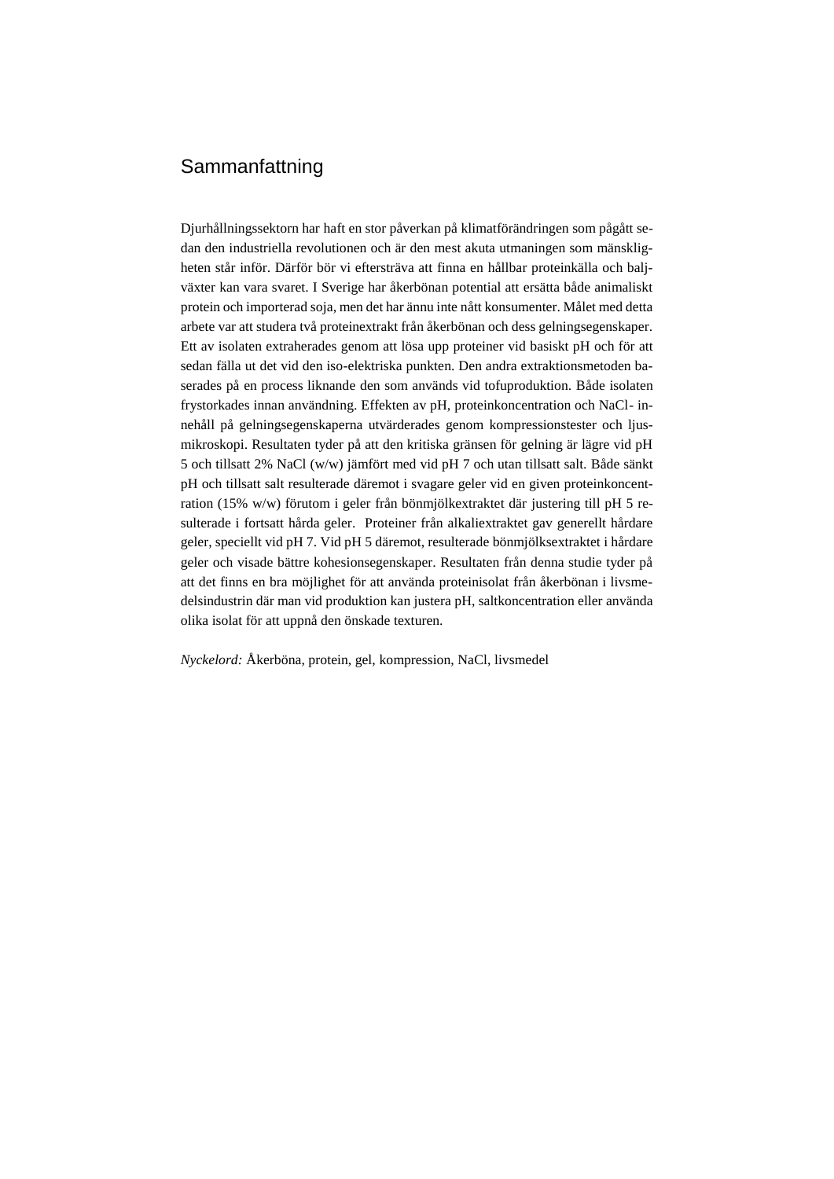# Sammanfattning

Djurhållningssektorn har haft en stor påverkan på klimatförändringen som pågått sedan den industriella revolutionen och är den mest akuta utmaningen som mänskligheten står inför. Därför bör vi eftersträva att finna en hållbar proteinkälla och baljväxter kan vara svaret. I Sverige har åkerbönan potential att ersätta både animaliskt protein och importerad soja, men det har ännu inte nått konsumenter. Målet med detta arbete var att studera två proteinextrakt från åkerbönan och dess gelningsegenskaper. Ett av isolaten extraherades genom att lösa upp proteiner vid basiskt pH och för att sedan fälla ut det vid den iso-elektriska punkten. Den andra extraktionsmetoden baserades på en process liknande den som används vid tofuproduktion. Både isolaten frystorkades innan användning. Effekten av pH, proteinkoncentration och NaCl- innehåll på gelningsegenskaperna utvärderades genom kompressionstester och ljusmikroskopi. Resultaten tyder på att den kritiska gränsen för gelning är lägre vid pH 5 och tillsatt 2% NaCl (w/w) jämfört med vid pH 7 och utan tillsatt salt. Både sänkt pH och tillsatt salt resulterade däremot i svagare geler vid en given proteinkoncentration (15% w/w) förutom i geler från bönmjölkextraktet där justering till pH 5 resulterade i fortsatt hårda geler. Proteiner från alkaliextraktet gav generellt hårdare geler, speciellt vid pH 7. Vid pH 5 däremot, resulterade bönmjölksextraktet i hårdare geler och visade bättre kohesionsegenskaper. Resultaten från denna studie tyder på att det finns en bra möjlighet för att använda proteinisolat från åkerbönan i livsmedelsindustrin där man vid produktion kan justera pH, saltkoncentration eller använda olika isolat för att uppnå den önskade texturen.

*Nyckelord:* Åkerböna, protein, gel, kompression, NaCl, livsmedel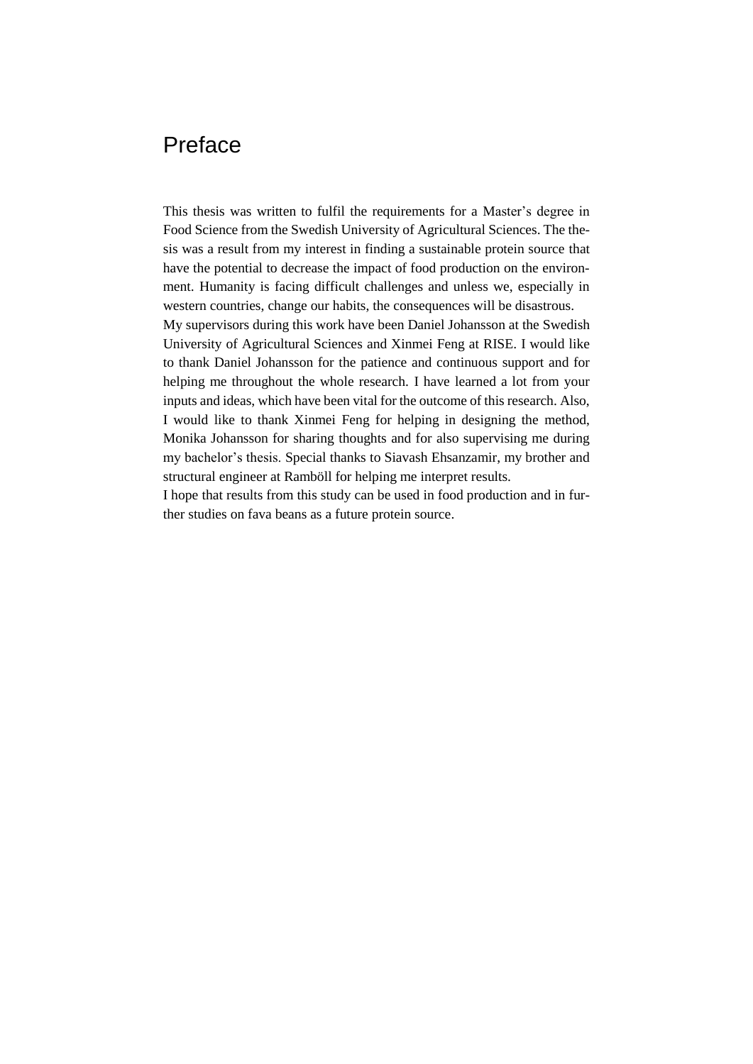# Preface

This thesis was written to fulfil the requirements for a Master's degree in Food Science from the Swedish University of Agricultural Sciences. The thesis was a result from my interest in finding a sustainable protein source that have the potential to decrease the impact of food production on the environment. Humanity is facing difficult challenges and unless we, especially in western countries, change our habits, the consequences will be disastrous.

My supervisors during this work have been Daniel Johansson at the Swedish University of Agricultural Sciences and Xinmei Feng at RISE. I would like to thank Daniel Johansson for the patience and continuous support and for helping me throughout the whole research. I have learned a lot from your inputs and ideas, which have been vital for the outcome of this research. Also, I would like to thank Xinmei Feng for helping in designing the method, Monika Johansson for sharing thoughts and for also supervising me during my bachelor's thesis. Special thanks to Siavash Ehsanzamir, my brother and structural engineer at Ramböll for helping me interpret results.

I hope that results from this study can be used in food production and in further studies on fava beans as a future protein source.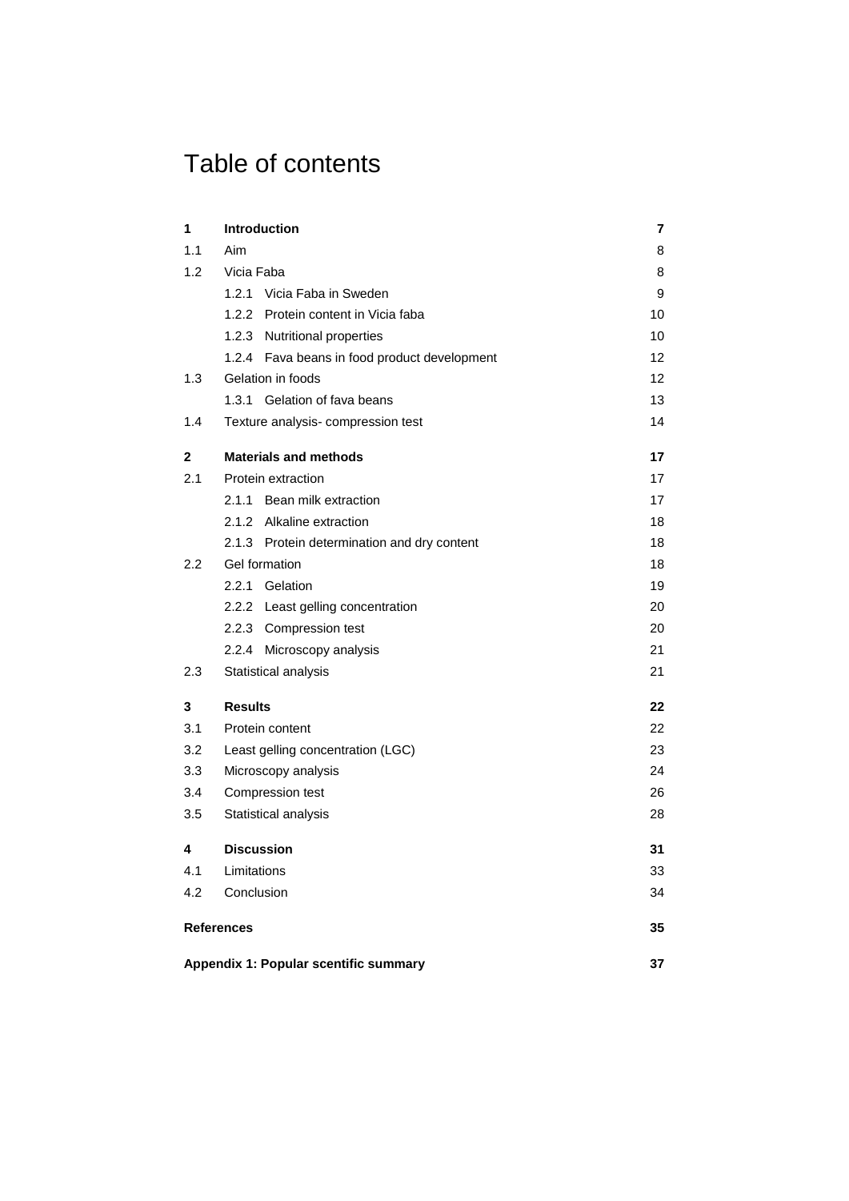# Table of contents

| | | |
|---|---|---|
| **1** | **Introduction** | **7** |
| 1.1 | Aim | 8 |
| 1.2 | Vicia Faba | 8 |
| | 1.2.1 Vicia Faba in Sweden | 9 |
| | 1.2.2 Protein content in Vicia faba | 10 |
| | 1.2.3 Nutritional properties | 10 |
| | 1.2.4 Fava beans in food product development | 12 |
| 1.3 | Gelation in foods | 12 |
| | 1.3.1 Gelation of fava beans | 13 |
| 1.4 | Texture analysis- compression test | 14 |
| **2** | **Materials and methods** | **17** |
| 2.1 | Protein extraction | 17 |
| | 2.1.1 Bean milk extraction | 17 |
| | 2.1.2 Alkaline extraction | 18 |
| | 2.1.3 Protein determination and dry content | 18 |
| 2.2 | Gel formation | 18 |
| | 2.2.1 Gelation | 19 |
| | 2.2.2 Least gelling concentration | 20 |
| | 2.2.3 Compression test | 20 |
| | 2.2.4 Microscopy analysis | 21 |
| 2.3 | Statistical analysis | 21 |
| **3** | **Results** | **22** |
| 3.1 | Protein content | 22 |
| 3.2 | Least gelling concentration (LGC) | 23 |
| 3.3 | Microscopy analysis | 24 |
| 3.4 | Compression test | 26 |
| 3.5 | Statistical analysis | 28 |
| **4** | **Discussion** | **31** |
| 4.1 | Limitations | 33 |
| 4.2 | Conclusion | 34 |
| **References** | | **35** |
| **Appendix 1: Popular scentific summary** | | **37** |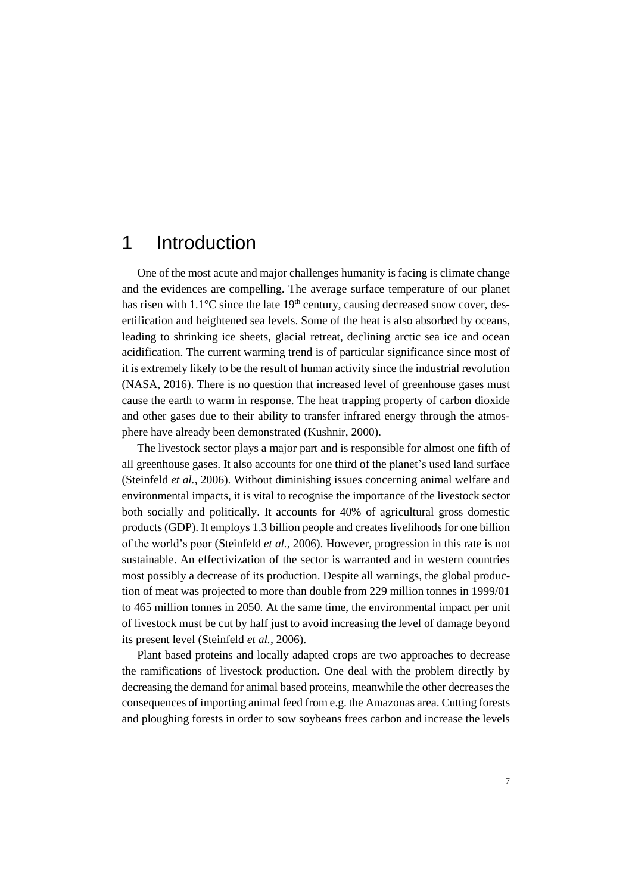# 1 Introduction

One of the most acute and major challenges humanity is facing is climate change and the evidences are compelling. The average surface temperature of our planet has risen with 1.1°C since the late 19th century, causing decreased snow cover, desertification and heightened sea levels. Some of the heat is also absorbed by oceans, leading to shrinking ice sheets, glacial retreat, declining arctic sea ice and ocean acidification. The current warming trend is of particular significance since most of it is extremely likely to be the result of human activity since the industrial revolution (NASA, 2016). There is no question that increased level of greenhouse gases must cause the earth to warm in response. The heat trapping property of carbon dioxide and other gases due to their ability to transfer infrared energy through the atmosphere have already been demonstrated (Kushnir, 2000).

The livestock sector plays a major part and is responsible for almost one fifth of all greenhouse gases. It also accounts for one third of the planet's used land surface (Steinfeld *et al.*, 2006). Without diminishing issues concerning animal welfare and environmental impacts, it is vital to recognise the importance of the livestock sector both socially and politically. It accounts for 40% of agricultural gross domestic products (GDP). It employs 1.3 billion people and creates livelihoods for one billion of the world's poor (Steinfeld *et al.*, 2006). However, progression in this rate is not sustainable. An effectivization of the sector is warranted and in western countries most possibly a decrease of its production. Despite all warnings, the global production of meat was projected to more than double from 229 million tonnes in 1999/01 to 465 million tonnes in 2050. At the same time, the environmental impact per unit of livestock must be cut by half just to avoid increasing the level of damage beyond its present level (Steinfeld *et al.*, 2006).

Plant based proteins and locally adapted crops are two approaches to decrease the ramifications of livestock production. One deal with the problem directly by decreasing the demand for animal based proteins, meanwhile the other decreases the consequences of importing animal feed from e.g. the Amazonas area. Cutting forests and ploughing forests in order to sow soybeans frees carbon and increase the levels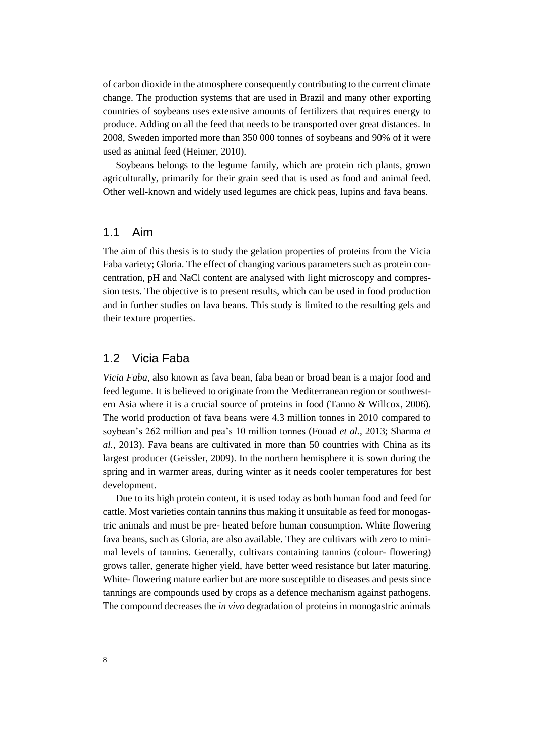of carbon dioxide in the atmosphere consequently contributing to the current climate change. The production systems that are used in Brazil and many other exporting countries of soybeans uses extensive amounts of fertilizers that requires energy to produce. Adding on all the feed that needs to be transported over great distances. In 2008, Sweden imported more than 350 000 tonnes of soybeans and 90% of it were used as animal feed (Heimer, 2010).

Soybeans belongs to the legume family, which are protein rich plants, grown agriculturally, primarily for their grain seed that is used as food and animal feed. Other well-known and widely used legumes are chick peas, lupins and fava beans.

## 1.1 Aim

The aim of this thesis is to study the gelation properties of proteins from the Vicia Faba variety; Gloria. The effect of changing various parameters such as protein concentration, pH and NaCl content are analysed with light microscopy and compression tests. The objective is to present results, which can be used in food production and in further studies on fava beans. This study is limited to the resulting gels and their texture properties.

## 1.2 Vicia Faba

*Vicia Faba*, also known as fava bean, faba bean or broad bean is a major food and feed legume. It is believed to originate from the Mediterranean region or southwestern Asia where it is a crucial source of proteins in food (Tanno & Willcox, 2006). The world production of fava beans were 4.3 million tonnes in 2010 compared to soybean's 262 million and pea's 10 million tonnes (Fouad *et al.*, 2013; Sharma *et al.*, 2013). Fava beans are cultivated in more than 50 countries with China as its largest producer (Geissler, 2009). In the northern hemisphere it is sown during the spring and in warmer areas, during winter as it needs cooler temperatures for best development.

Due to its high protein content, it is used today as both human food and feed for cattle. Most varieties contain tannins thus making it unsuitable as feed for monogastric animals and must be pre- heated before human consumption. White flowering fava beans, such as Gloria, are also available. They are cultivars with zero to minimal levels of tannins. Generally, cultivars containing tannins (colour- flowering) grows taller, generate higher yield, have better weed resistance but later maturing. White- flowering mature earlier but are more susceptible to diseases and pests since tannings are compounds used by crops as a defence mechanism against pathogens. The compound decreases the *in vivo* degradation of proteins in monogastric animals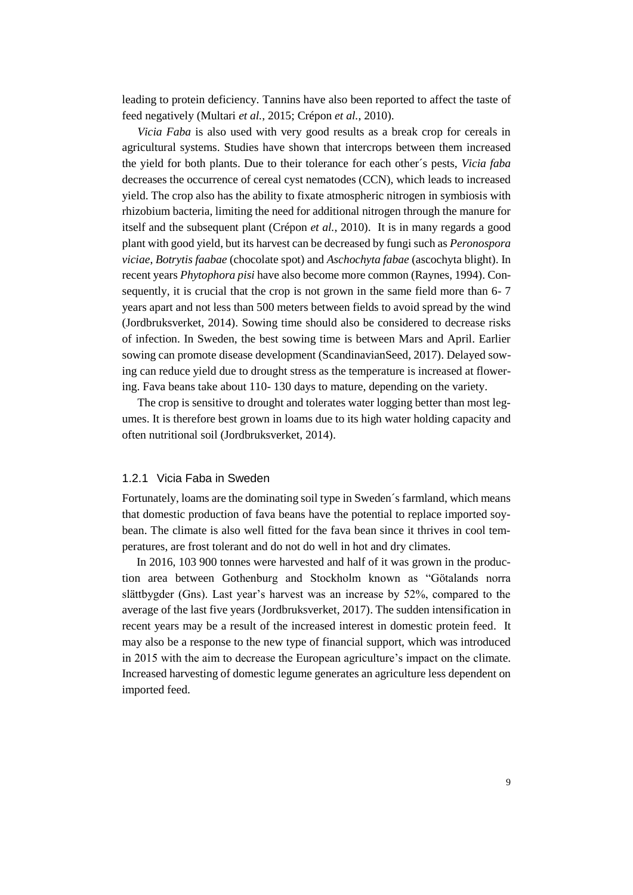leading to protein deficiency. Tannins have also been reported to affect the taste of feed negatively (Multari *et al.*, 2015; Crépon *et al.*, 2010).

*Vicia Faba* is also used with very good results as a break crop for cereals in agricultural systems. Studies have shown that intercrops between them increased the yield for both plants. Due to their tolerance for each other´s pests, *Vicia faba* decreases the occurrence of cereal cyst nematodes (CCN), which leads to increased yield. The crop also has the ability to fixate atmospheric nitrogen in symbiosis with rhizobium bacteria, limiting the need for additional nitrogen through the manure for itself and the subsequent plant (Crépon *et al.*, 2010). It is in many regards a good plant with good yield, but its harvest can be decreased by fungi such as *Peronospora viciae*, *Botrytis faabae* (chocolate spot) and *Aschochyta fabae* (ascochyta blight). In recent years *Phytophora pisi* have also become more common (Raynes, 1994). Consequently, it is crucial that the crop is not grown in the same field more than 6- 7 years apart and not less than 500 meters between fields to avoid spread by the wind (Jordbruksverket, 2014). Sowing time should also be considered to decrease risks of infection. In Sweden, the best sowing time is between Mars and April. Earlier sowing can promote disease development (ScandinavianSeed, 2017). Delayed sowing can reduce yield due to drought stress as the temperature is increased at flowering. Fava beans take about 110- 130 days to mature, depending on the variety.

The crop is sensitive to drought and tolerates water logging better than most legumes. It is therefore best grown in loams due to its high water holding capacity and often nutritional soil (Jordbruksverket, 2014).

### 1.2.1 Vicia Faba in Sweden

Fortunately, loams are the dominating soil type in Sweden´s farmland, which means that domestic production of fava beans have the potential to replace imported soybean. The climate is also well fitted for the fava bean since it thrives in cool temperatures, are frost tolerant and do not do well in hot and dry climates.

In 2016, 103 900 tonnes were harvested and half of it was grown in the production area between Gothenburg and Stockholm known as "Götalands norra slättbygder (Gns). Last year's harvest was an increase by 52%, compared to the average of the last five years (Jordbruksverket, 2017). The sudden intensification in recent years may be a result of the increased interest in domestic protein feed. It may also be a response to the new type of financial support, which was introduced in 2015 with the aim to decrease the European agriculture's impact on the climate. Increased harvesting of domestic legume generates an agriculture less dependent on imported feed.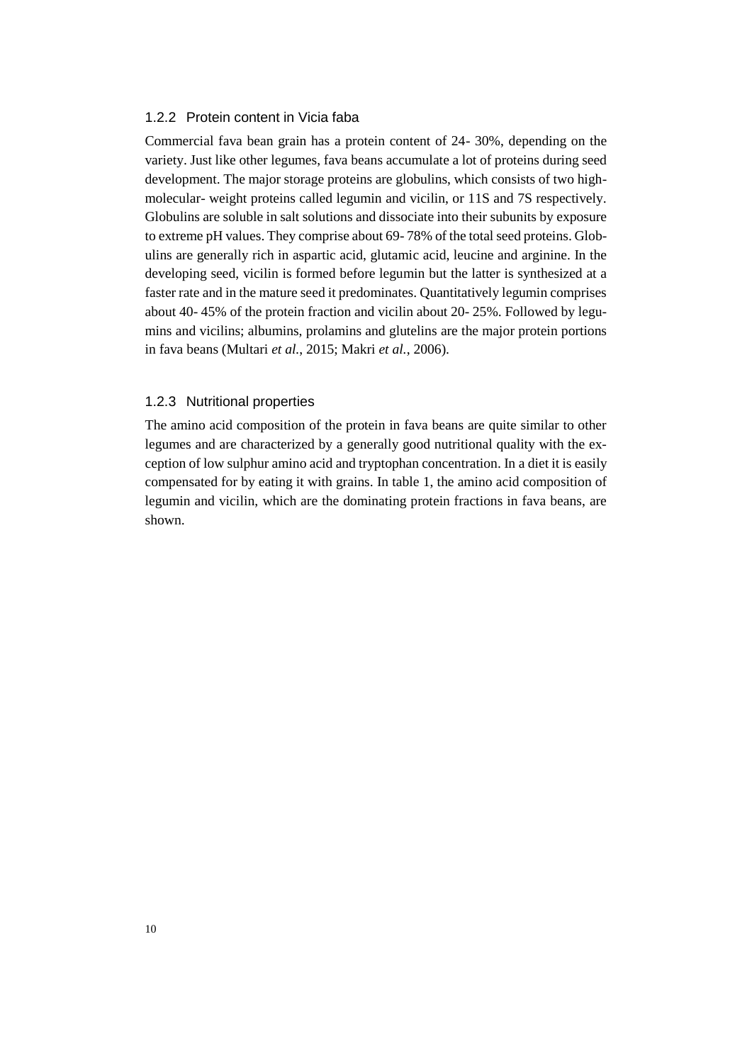### 1.2.2 Protein content in Vicia faba

Commercial fava bean grain has a protein content of 24- 30%, depending on the variety. Just like other legumes, fava beans accumulate a lot of proteins during seed development. The major storage proteins are globulins, which consists of two high-molecular- weight proteins called legumin and vicilin, or 11S and 7S respectively. Globulins are soluble in salt solutions and dissociate into their subunits by exposure to extreme pH values. They comprise about 69- 78% of the total seed proteins. Globulins are generally rich in aspartic acid, glutamic acid, leucine and arginine. In the developing seed, vicilin is formed before legumin but the latter is synthesized at a faster rate and in the mature seed it predominates. Quantitatively legumin comprises about 40- 45% of the protein fraction and vicilin about 20- 25%. Followed by legumins and vicilins; albumins, prolamins and glutelins are the major protein portions in fava beans (Multari *et al.*, 2015; Makri *et al.*, 2006).

### 1.2.3 Nutritional properties

The amino acid composition of the protein in fava beans are quite similar to other legumes and are characterized by a generally good nutritional quality with the exception of low sulphur amino acid and tryptophan concentration. In a diet it is easily compensated for by eating it with grains. In table 1, the amino acid composition of legumin and vicilin, which are the dominating protein fractions in fava beans, are shown.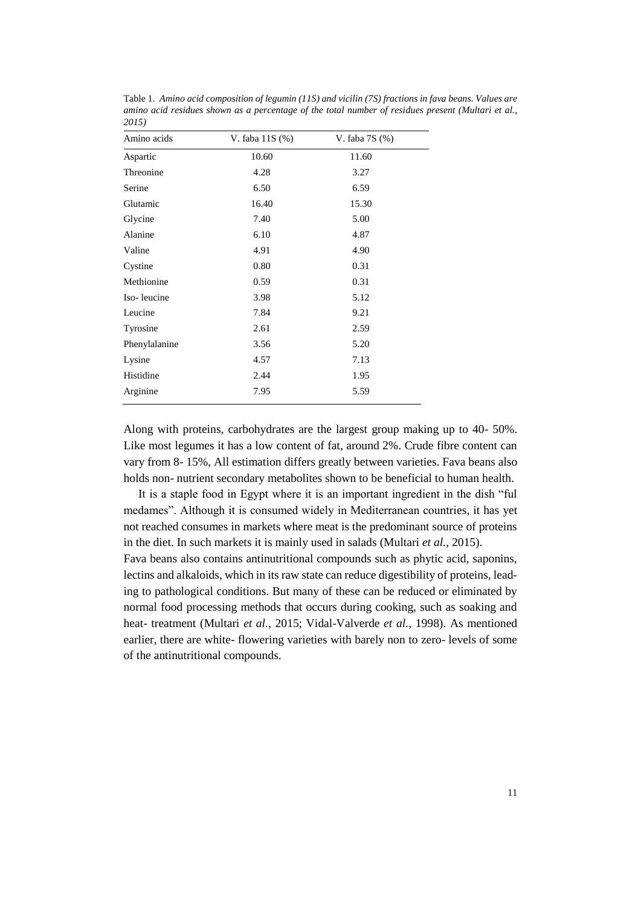Table 1. *Amino acid composition of legumin (11S) and vicilin (7S) fractions in fava beans. Values are amino acid residues shown as a percentage of the total number of residues present (Multari et al., 2015)*

| Amino acids | V. faba 11S (%) | V. faba 7S (%) |
|---|---|---|
| Aspartic | 10.60 | 11.60 |
| Threonine | 4.28 | 3.27 |
| Serine | 6.50 | 6.59 |
| Glutamic | 16.40 | 15.30 |
| Glycine | 7.40 | 5.00 |
| Alanine | 6.10 | 4.87 |
| Valine | 4.91 | 4.90 |
| Cystine | 0.80 | 0.31 |
| Methionine | 0.59 | 0.31 |
| Iso- leucine | 3.98 | 5.12 |
| Leucine | 7.84 | 9.21 |
| Tyrosine | 2.61 | 2.59 |
| Phenylalanine | 3.56 | 5.20 |
| Lysine | 4.57 | 7.13 |
| Histidine | 2.44 | 1.95 |
| Arginine | 7.95 | 5.59 |

Along with proteins, carbohydrates are the largest group making up to 40- 50%. Like most legumes it has a low content of fat, around 2%. Crude fibre content can vary from 8- 15%, All estimation differs greatly between varieties. Fava beans also holds non- nutrient secondary metabolites shown to be beneficial to human health.

It is a staple food in Egypt where it is an important ingredient in the dish "ful medames". Although it is consumed widely in Mediterranean countries, it has yet not reached consumes in markets where meat is the predominant source of proteins in the diet. In such markets it is mainly used in salads (Multari *et al.*, 2015).

Fava beans also contains antinutritional compounds such as phytic acid, saponins, lectins and alkaloids, which in its raw state can reduce digestibility of proteins, leading to pathological conditions. But many of these can be reduced or eliminated by normal food processing methods that occurs during cooking, such as soaking and heat- treatment (Multari *et al.*, 2015; Vidal-Valverde *et al.*, 1998). As mentioned earlier, there are white- flowering varieties with barely non to zero- levels of some of the antinutritional compounds.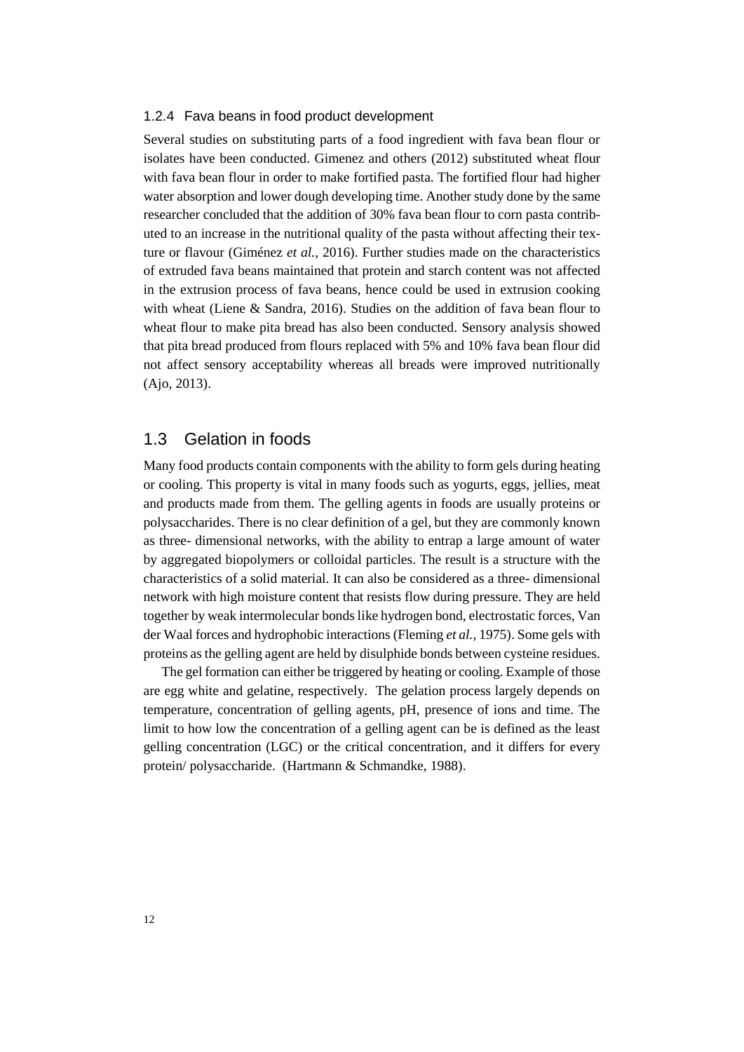### 1.2.4 Fava beans in food product development

Several studies on substituting parts of a food ingredient with fava bean flour or isolates have been conducted. Gimenez and others (2012) substituted wheat flour with fava bean flour in order to make fortified pasta. The fortified flour had higher water absorption and lower dough developing time. Another study done by the same researcher concluded that the addition of 30% fava bean flour to corn pasta contributed to an increase in the nutritional quality of the pasta without affecting their texture or flavour (Giménez *et al.*, 2016). Further studies made on the characteristics of extruded fava beans maintained that protein and starch content was not affected in the extrusion process of fava beans, hence could be used in extrusion cooking with wheat (Liene & Sandra, 2016). Studies on the addition of fava bean flour to wheat flour to make pita bread has also been conducted. Sensory analysis showed that pita bread produced from flours replaced with 5% and 10% fava bean flour did not affect sensory acceptability whereas all breads were improved nutritionally (Ajo, 2013).

## 1.3 Gelation in foods

Many food products contain components with the ability to form gels during heating or cooling. This property is vital in many foods such as yogurts, eggs, jellies, meat and products made from them. The gelling agents in foods are usually proteins or polysaccharides. There is no clear definition of a gel, but they are commonly known as three- dimensional networks, with the ability to entrap a large amount of water by aggregated biopolymers or colloidal particles. The result is a structure with the characteristics of a solid material. It can also be considered as a three- dimensional network with high moisture content that resists flow during pressure. They are held together by weak intermolecular bonds like hydrogen bond, electrostatic forces, Van der Waal forces and hydrophobic interactions (Fleming *et al.*, 1975). Some gels with proteins as the gelling agent are held by disulphide bonds between cysteine residues.

The gel formation can either be triggered by heating or cooling. Example of those are egg white and gelatine, respectively. The gelation process largely depends on temperature, concentration of gelling agents, pH, presence of ions and time. The limit to how low the concentration of a gelling agent can be is defined as the least gelling concentration (LGC) or the critical concentration, and it differs for every protein/ polysaccharide. (Hartmann & Schmandke, 1988).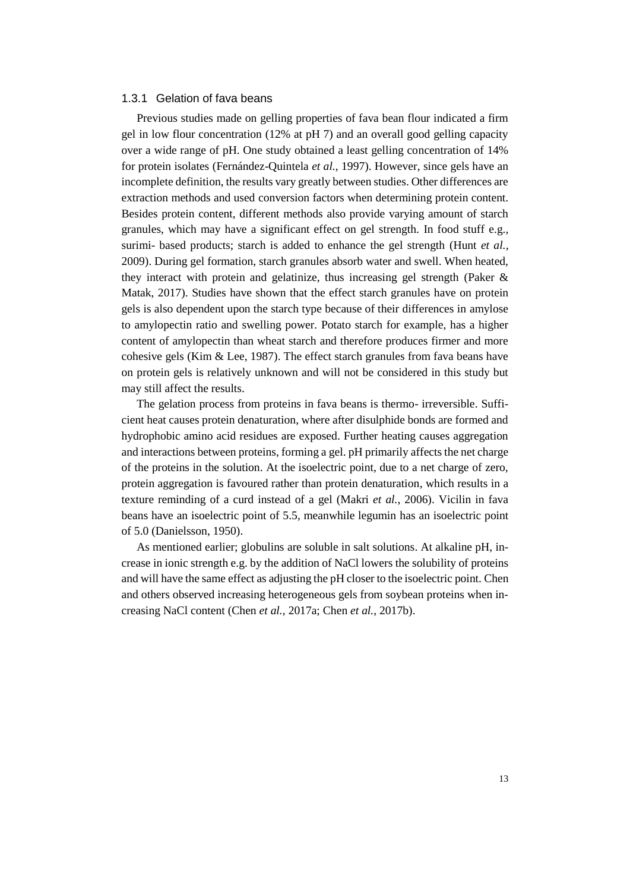### 1.3.1 Gelation of fava beans

Previous studies made on gelling properties of fava bean flour indicated a firm gel in low flour concentration (12% at pH 7) and an overall good gelling capacity over a wide range of pH. One study obtained a least gelling concentration of 14% for protein isolates (Fernández-Quintela *et al.*, 1997). However, since gels have an incomplete definition, the results vary greatly between studies. Other differences are extraction methods and used conversion factors when determining protein content. Besides protein content, different methods also provide varying amount of starch granules, which may have a significant effect on gel strength. In food stuff e.g., surimi- based products; starch is added to enhance the gel strength (Hunt *et al.*, 2009). During gel formation, starch granules absorb water and swell. When heated, they interact with protein and gelatinize, thus increasing gel strength (Paker & Matak, 2017). Studies have shown that the effect starch granules have on protein gels is also dependent upon the starch type because of their differences in amylose to amylopectin ratio and swelling power. Potato starch for example, has a higher content of amylopectin than wheat starch and therefore produces firmer and more cohesive gels (Kim & Lee, 1987). The effect starch granules from fava beans have on protein gels is relatively unknown and will not be considered in this study but may still affect the results.

The gelation process from proteins in fava beans is thermo- irreversible. Sufficient heat causes protein denaturation, where after disulphide bonds are formed and hydrophobic amino acid residues are exposed. Further heating causes aggregation and interactions between proteins, forming a gel. pH primarily affects the net charge of the proteins in the solution. At the isoelectric point, due to a net charge of zero, protein aggregation is favoured rather than protein denaturation, which results in a texture reminding of a curd instead of a gel (Makri *et al.*, 2006). Vicilin in fava beans have an isoelectric point of 5.5, meanwhile legumin has an isoelectric point of 5.0 (Danielsson, 1950).

As mentioned earlier; globulins are soluble in salt solutions. At alkaline pH, increase in ionic strength e.g. by the addition of NaCl lowers the solubility of proteins and will have the same effect as adjusting the pH closer to the isoelectric point. Chen and others observed increasing heterogeneous gels from soybean proteins when increasing NaCl content (Chen *et al.*, 2017a; Chen *et al.*, 2017b).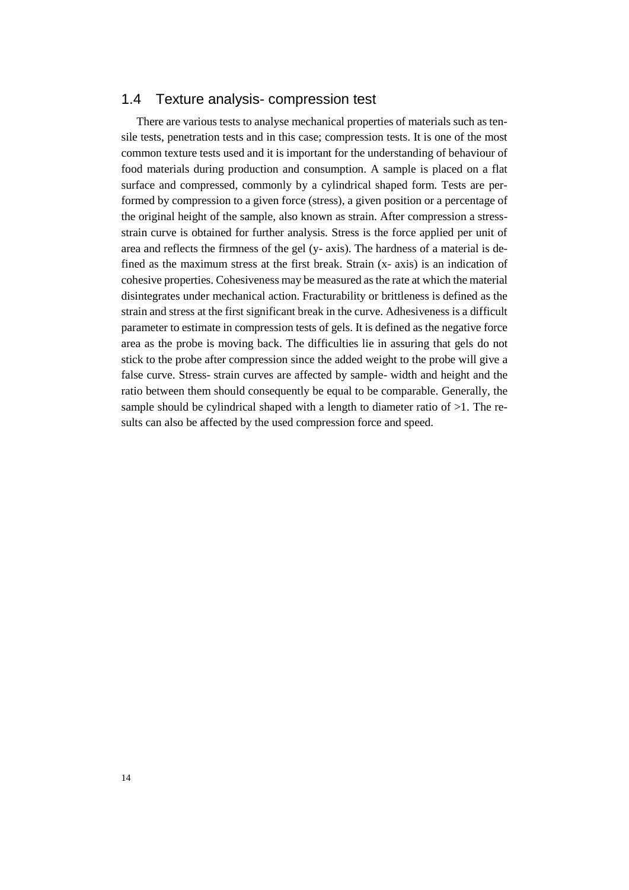## 1.4 Texture analysis- compression test

There are various tests to analyse mechanical properties of materials such as tensile tests, penetration tests and in this case; compression tests. It is one of the most common texture tests used and it is important for the understanding of behaviour of food materials during production and consumption. A sample is placed on a flat surface and compressed, commonly by a cylindrical shaped form. Tests are performed by compression to a given force (stress), a given position or a percentage of the original height of the sample, also known as strain. After compression a stress-strain curve is obtained for further analysis. Stress is the force applied per unit of area and reflects the firmness of the gel (y- axis). The hardness of a material is defined as the maximum stress at the first break. Strain (x- axis) is an indication of cohesive properties. Cohesiveness may be measured as the rate at which the material disintegrates under mechanical action. Fracturability or brittleness is defined as the strain and stress at the first significant break in the curve. Adhesiveness is a difficult parameter to estimate in compression tests of gels. It is defined as the negative force area as the probe is moving back. The difficulties lie in assuring that gels do not stick to the probe after compression since the added weight to the probe will give a false curve. Stress- strain curves are affected by sample- width and height and the ratio between them should consequently be equal to be comparable. Generally, the sample should be cylindrical shaped with a length to diameter ratio of >1. The results can also be affected by the used compression force and speed.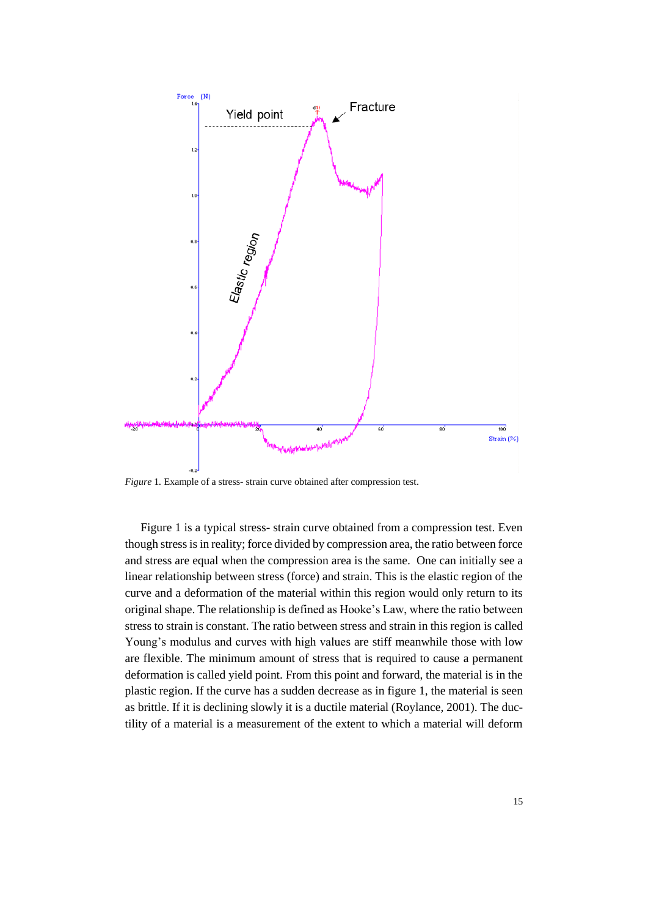*Figure* 1. Example of a stress- strain curve obtained after compression test.

Figure 1 is a typical stress- strain curve obtained from a compression test. Even though stress is in reality; force divided by compression area, the ratio between force and stress are equal when the compression area is the same. One can initially see a linear relationship between stress (force) and strain. This is the elastic region of the curve and a deformation of the material within this region would only return to its original shape. The relationship is defined as Hooke's Law, where the ratio between stress to strain is constant. The ratio between stress and strain in this region is called Young's modulus and curves with high values are stiff meanwhile those with low are flexible. The minimum amount of stress that is required to cause a permanent deformation is called yield point. From this point and forward, the material is in the plastic region. If the curve has a sudden decrease as in figure 1, the material is seen as brittle. If it is declining slowly it is a ductile material (Roylance, 2001). The ductility of a material is a measurement of the extent to which a material will deform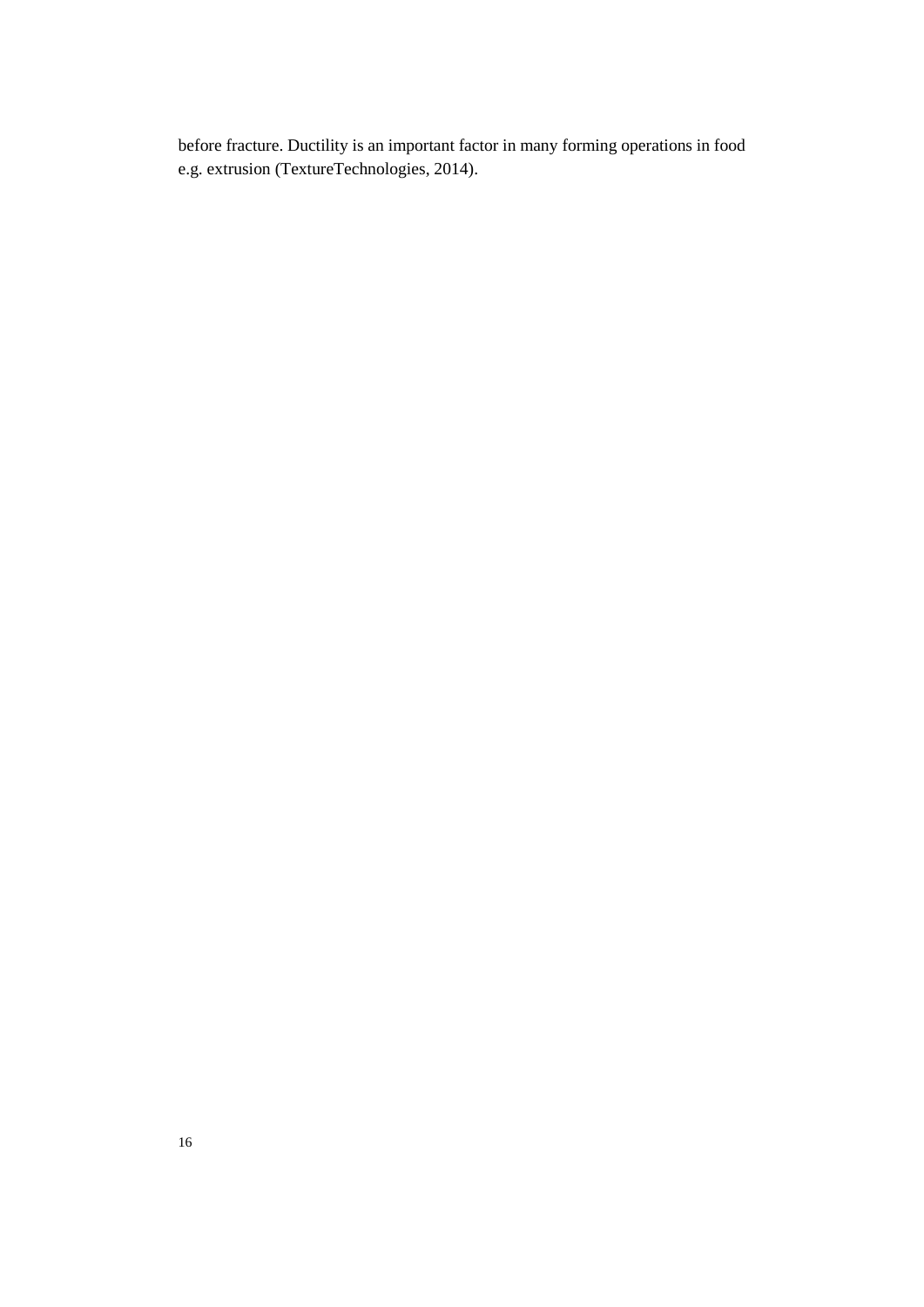before fracture. Ductility is an important factor in many forming operations in food e.g. extrusion (TextureTechnologies, 2014).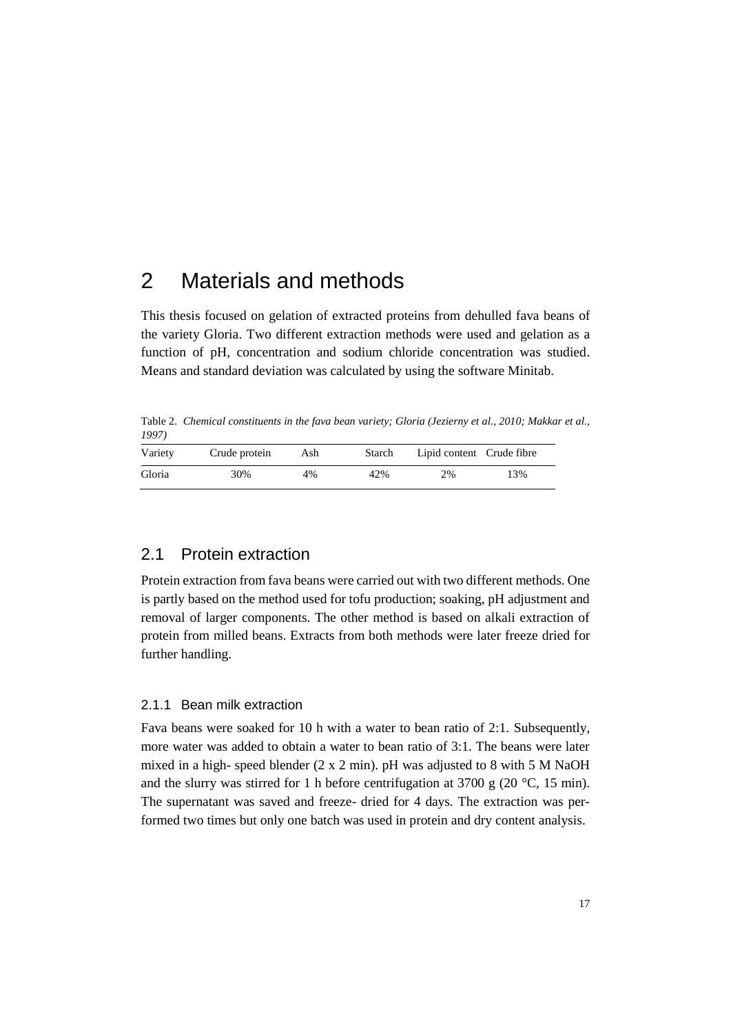# 2 Materials and methods

This thesis focused on gelation of extracted proteins from dehulled fava beans of the variety Gloria. Two different extraction methods were used and gelation as a function of pH, concentration and sodium chloride concentration was studied. Means and standard deviation was calculated by using the software Minitab.

Table 2. *Chemical constituents in the fava bean variety; Gloria (Jezierny et al., 2010; Makkar et al., 1997)*

| Variety | Crude protein | Ash | Starch | Lipid content | Crude fibre |
|---|---|---|---|---|---|
| Gloria | 30% | 4% | 42% | 2% | 13% |

## 2.1 Protein extraction

Protein extraction from fava beans were carried out with two different methods. One is partly based on the method used for tofu production; soaking, pH adjustment and removal of larger components. The other method is based on alkali extraction of protein from milled beans. Extracts from both methods were later freeze dried for further handling.

### 2.1.1 Bean milk extraction

Fava beans were soaked for 10 h with a water to bean ratio of 2:1. Subsequently, more water was added to obtain a water to bean ratio of 3:1. The beans were later mixed in a high- speed blender (2 x 2 min). pH was adjusted to 8 with 5 M NaOH and the slurry was stirred for 1 h before centrifugation at 3700 g (20 °C, 15 min). The supernatant was saved and freeze- dried for 4 days. The extraction was performed two times but only one batch was used in protein and dry content analysis.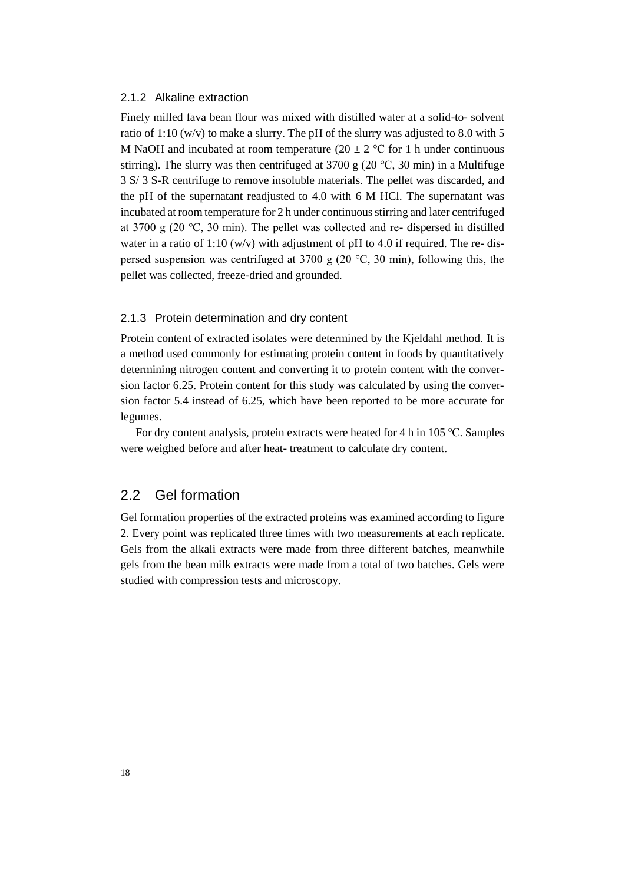### 2.1.2 Alkaline extraction

Finely milled fava bean flour was mixed with distilled water at a solid-to- solvent ratio of 1:10 (w/v) to make a slurry. The pH of the slurry was adjusted to 8.0 with 5 M NaOH and incubated at room temperature (20 ± 2 °C for 1 h under continuous stirring). The slurry was then centrifuged at 3700 g (20 °C, 30 min) in a Multifuge 3 S/ 3 S-R centrifuge to remove insoluble materials. The pellet was discarded, and the pH of the supernatant readjusted to 4.0 with 6 M HCl. The supernatant was incubated at room temperature for 2 h under continuous stirring and later centrifuged at 3700 g (20 °C, 30 min). The pellet was collected and re- dispersed in distilled water in a ratio of 1:10 (w/v) with adjustment of pH to 4.0 if required. The re- dispersed suspension was centrifuged at 3700 g (20 °C, 30 min), following this, the pellet was collected, freeze-dried and grounded.

### 2.1.3 Protein determination and dry content

Protein content of extracted isolates were determined by the Kjeldahl method. It is a method used commonly for estimating protein content in foods by quantitatively determining nitrogen content and converting it to protein content with the conversion factor 6.25. Protein content for this study was calculated by using the conversion factor 5.4 instead of 6.25, which have been reported to be more accurate for legumes.

For dry content analysis, protein extracts were heated for 4 h in 105 °C. Samples were weighed before and after heat- treatment to calculate dry content.

## 2.2 Gel formation

Gel formation properties of the extracted proteins was examined according to figure 2. Every point was replicated three times with two measurements at each replicate. Gels from the alkali extracts were made from three different batches, meanwhile gels from the bean milk extracts were made from a total of two batches. Gels were studied with compression tests and microscopy.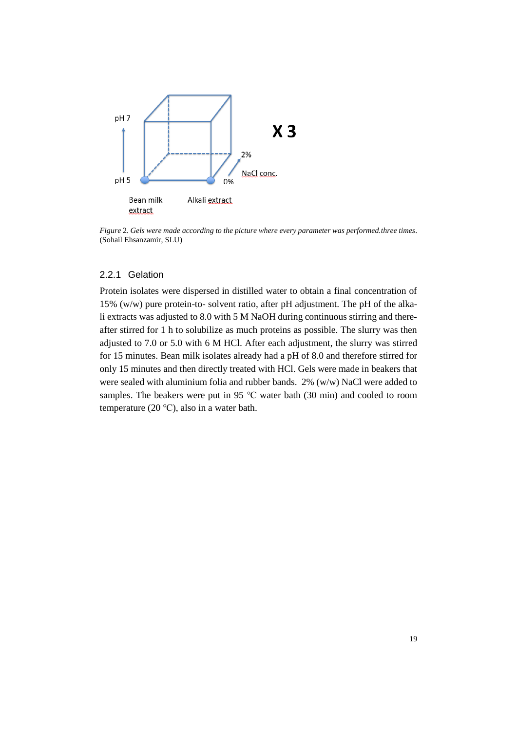*Figure 2. Gels were made according to the picture where every parameter was performed.three times*. (Sohail Ehsanzamir, SLU)

### 2.2.1 Gelation

Protein isolates were dispersed in distilled water to obtain a final concentration of 15% (w/w) pure protein-to- solvent ratio, after pH adjustment. The pH of the alkali extracts was adjusted to 8.0 with 5 M NaOH during continuous stirring and thereafter stirred for 1 h to solubilize as much proteins as possible. The slurry was then adjusted to 7.0 or 5.0 with 6 M HCl. After each adjustment, the slurry was stirred for 15 minutes. Bean milk isolates already had a pH of 8.0 and therefore stirred for only 15 minutes and then directly treated with HCl. Gels were made in beakers that were sealed with aluminium folia and rubber bands. 2% (w/w) NaCl were added to samples. The beakers were put in 95 °C water bath (30 min) and cooled to room temperature (20 °C), also in a water bath.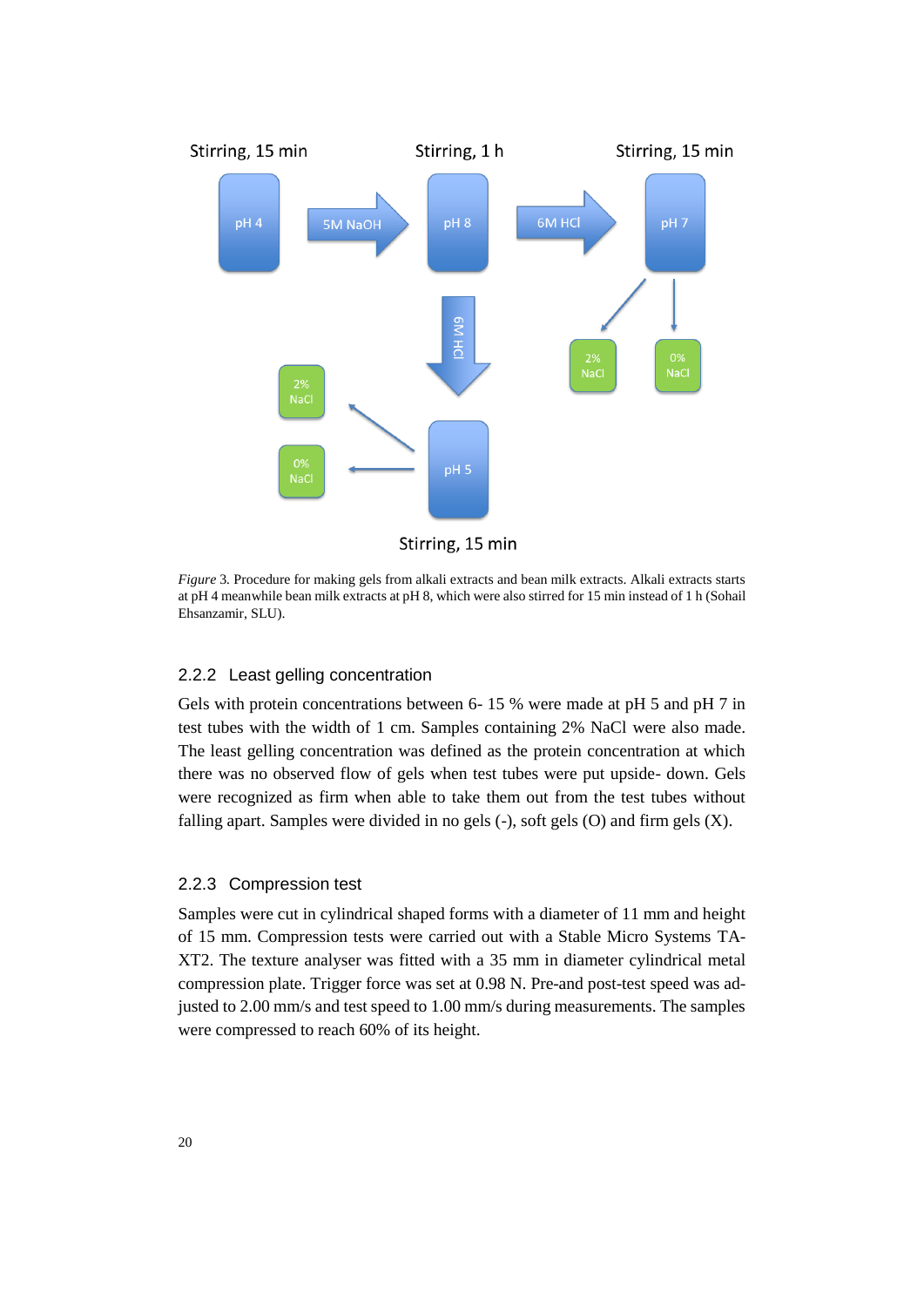*Figure* 3. Procedure for making gels from alkali extracts and bean milk extracts. Alkali extracts starts at pH 4 meanwhile bean milk extracts at pH 8, which were also stirred for 15 min instead of 1 h (Sohail Ehsanzamir, SLU).

### 2.2.2 Least gelling concentration

Gels with protein concentrations between 6- 15 % were made at pH 5 and pH 7 in test tubes with the width of 1 cm. Samples containing 2% NaCl were also made. The least gelling concentration was defined as the protein concentration at which there was no observed flow of gels when test tubes were put upside- down. Gels were recognized as firm when able to take them out from the test tubes without falling apart. Samples were divided in no gels (-), soft gels (O) and firm gels (X).

### 2.2.3 Compression test

Samples were cut in cylindrical shaped forms with a diameter of 11 mm and height of 15 mm. Compression tests were carried out with a Stable Micro Systems TA-XT2. The texture analyser was fitted with a 35 mm in diameter cylindrical metal compression plate. Trigger force was set at 0.98 N. Pre-and post-test speed was adjusted to 2.00 mm/s and test speed to 1.00 mm/s during measurements. The samples were compressed to reach 60% of its height.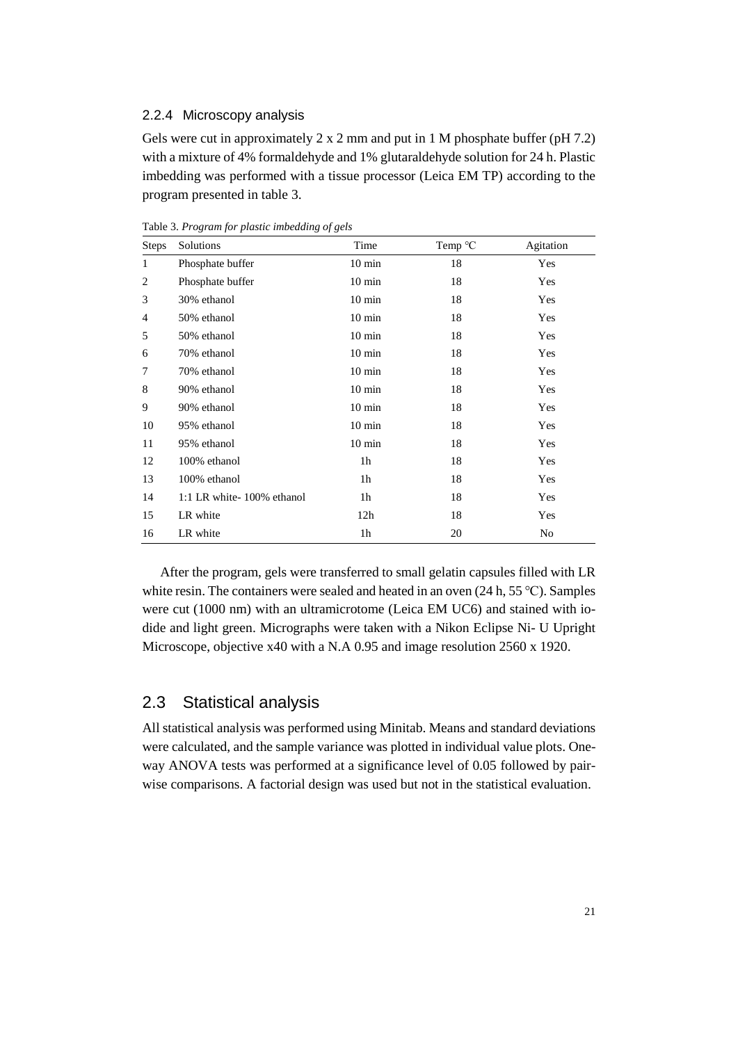### 2.2.4 Microscopy analysis

Gels were cut in approximately 2 x 2 mm and put in 1 M phosphate buffer (pH 7.2) with a mixture of 4% formaldehyde and 1% glutaraldehyde solution for 24 h. Plastic imbedding was performed with a tissue processor (Leica EM TP) according to the program presented in table 3.

Table 3. *Program for plastic imbedding of gels*

| Steps | Solutions | Time | Temp °C | Agitation |
|---|---|---|---|---|
| 1 | Phosphate buffer | 10 min | 18 | Yes |
| 2 | Phosphate buffer | 10 min | 18 | Yes |
| 3 | 30% ethanol | 10 min | 18 | Yes |
| 4 | 50% ethanol | 10 min | 18 | Yes |
| 5 | 50% ethanol | 10 min | 18 | Yes |
| 6 | 70% ethanol | 10 min | 18 | Yes |
| 7 | 70% ethanol | 10 min | 18 | Yes |
| 8 | 90% ethanol | 10 min | 18 | Yes |
| 9 | 90% ethanol | 10 min | 18 | Yes |
| 10 | 95% ethanol | 10 min | 18 | Yes |
| 11 | 95% ethanol | 10 min | 18 | Yes |
| 12 | 100% ethanol | 1h | 18 | Yes |
| 13 | 100% ethanol | 1h | 18 | Yes |
| 14 | 1:1 LR white- 100% ethanol | 1h | 18 | Yes |
| 15 | LR white | 12h | 18 | Yes |
| 16 | LR white | 1h | 20 | No |

After the program, gels were transferred to small gelatin capsules filled with LR white resin. The containers were sealed and heated in an oven (24 h, 55 °C). Samples were cut (1000 nm) with an ultramicrotome (Leica EM UC6) and stained with iodide and light green. Micrographs were taken with a Nikon Eclipse Ni- U Upright Microscope, objective x40 with a N.A 0.95 and image resolution 2560 x 1920.

## 2.3 Statistical analysis

All statistical analysis was performed using Minitab. Means and standard deviations were calculated, and the sample variance was plotted in individual value plots. One-way ANOVA tests was performed at a significance level of 0.05 followed by pairwise comparisons. A factorial design was used but not in the statistical evaluation.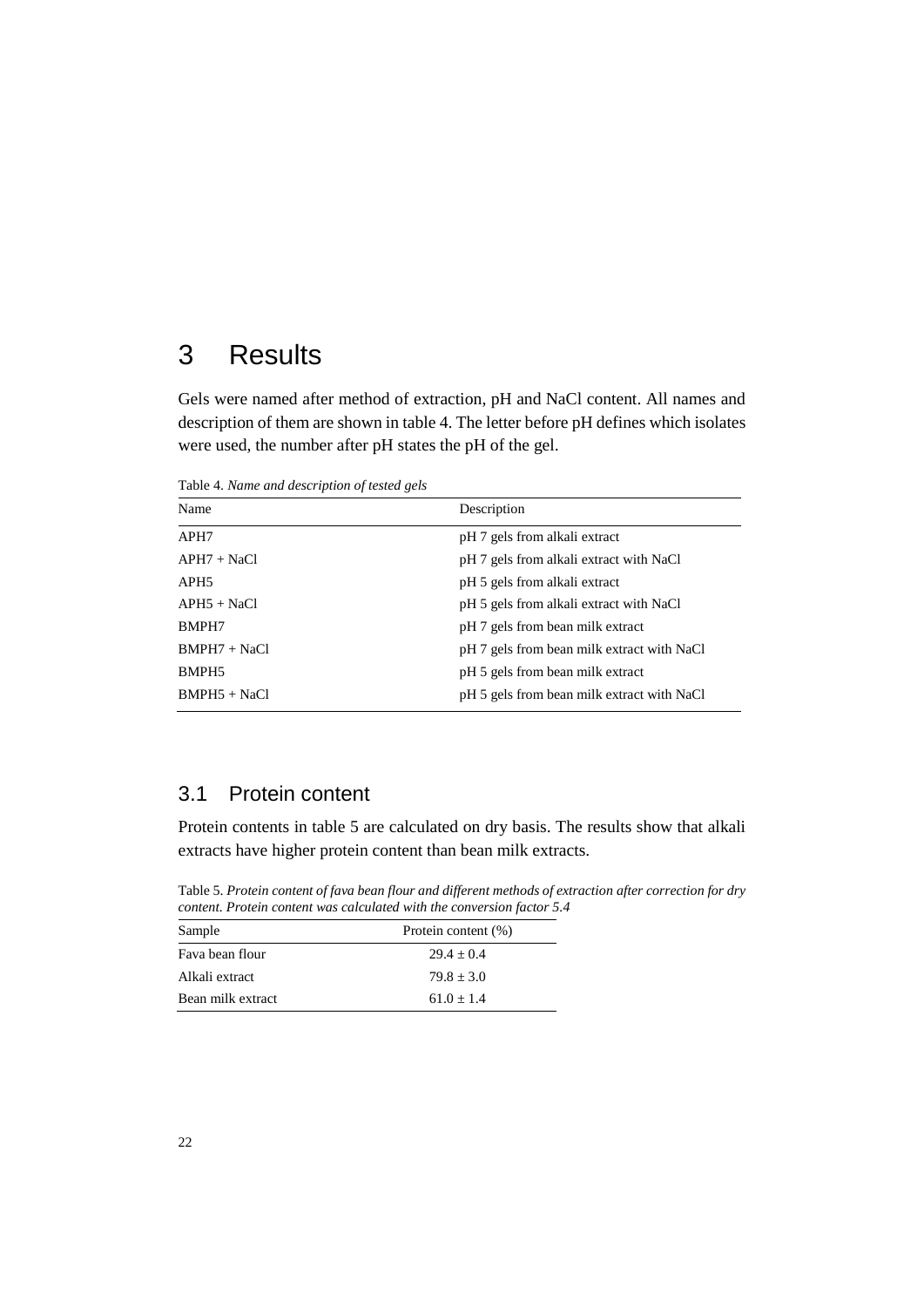# 3 Results

Gels were named after method of extraction, pH and NaCl content. All names and description of them are shown in table 4. The letter before pH defines which isolates were used, the number after pH states the pH of the gel.

Table 4. *Name and description of tested gels*

| Name | Description |
|---|---|
| APH7 | pH 7 gels from alkali extract |
| APH7 + NaCl | pH 7 gels from alkali extract with NaCl |
| APH5 | pH 5 gels from alkali extract |
| APH5 + NaCl | pH 5 gels from alkali extract with NaCl |
| BMPH7 | pH 7 gels from bean milk extract |
| BMPH7 + NaCl | pH 7 gels from bean milk extract with NaCl |
| BMPH5 | pH 5 gels from bean milk extract |
| BMPH5 + NaCl | pH 5 gels from bean milk extract with NaCl |

## 3.1 Protein content

Protein contents in table 5 are calculated on dry basis. The results show that alkali extracts have higher protein content than bean milk extracts.

Table 5. *Protein content of fava bean flour and different methods of extraction after correction for dry content. Protein content was calculated with the conversion factor 5.4*

| Sample | Protein content (%) |
|---|---|
| Fava bean flour | $29.4 \pm 0.4$ |
| Alkali extract | $79.8 \pm 3.0$ |
| Bean milk extract | $61.0 \pm 1.4$ |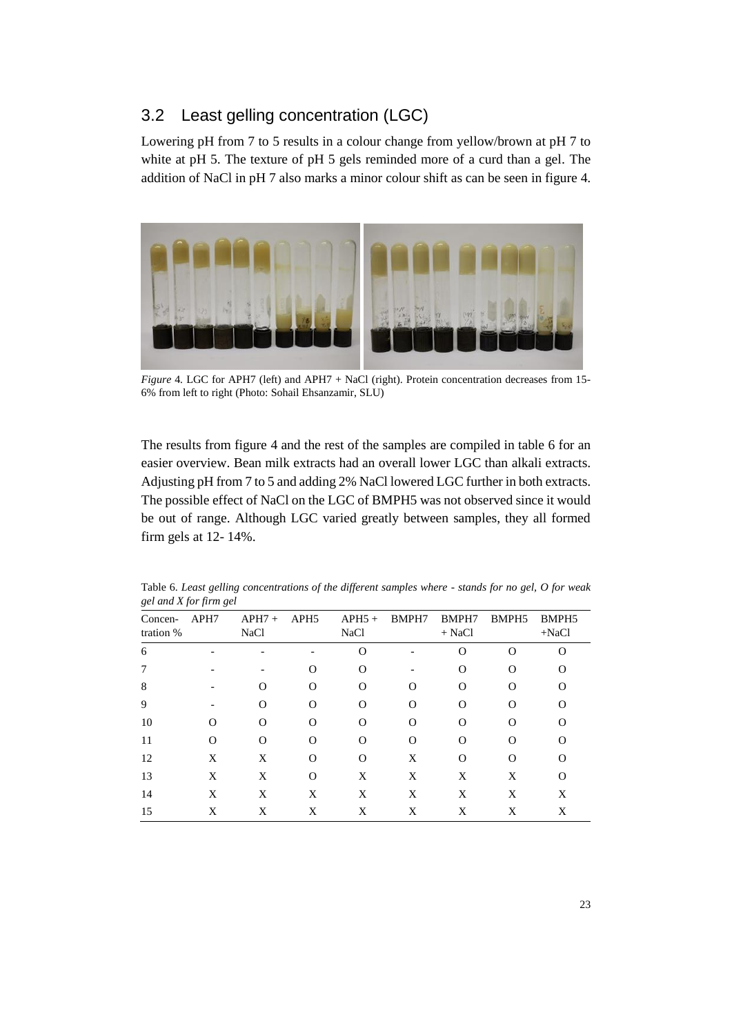## 3.2 Least gelling concentration (LGC)

Lowering pH from 7 to 5 results in a colour change from yellow/brown at pH 7 to white at pH 5. The texture of pH 5 gels reminded more of a curd than a gel. The addition of NaCl in pH 7 also marks a minor colour shift as can be seen in figure 4.

*Figure* 4. LGC for APH7 (left) and APH7 + NaCl (right). Protein concentration decreases from 15-6% from left to right (Photo: Sohail Ehsanzamir, SLU)

The results from figure 4 and the rest of the samples are compiled in table 6 for an easier overview. Bean milk extracts had an overall lower LGC than alkali extracts. Adjusting pH from 7 to 5 and adding 2% NaCl lowered LGC further in both extracts. The possible effect of NaCl on the LGC of BMPH5 was not observed since it would be out of range. Although LGC varied greatly between samples, they all formed firm gels at 12- 14%.

Table 6. *Least gelling concentrations of the different samples where - stands for no gel, O for weak gel and X for firm gel*

| Concen-tration % | APH7 | APH7 + NaCl | APH5 | APH5 + NaCl | BMPH7 | BMPH7 + NaCl | BMPH5 | BMPH5 +NaCl |
|---|---|---|---|---|---|---|---|---|
| 6 | - | - | - | O | - | O | O | O |
| 7 | - | - | O | O | - | O | O | O |
| 8 | - | O | O | O | O | O | O | O |
| 9 | - | O | O | O | O | O | O | O |
| 10 | O | O | O | O | O | O | O | O |
| 11 | O | O | O | O | O | O | O | O |
| 12 | X | X | O | O | X | O | O | O |
| 13 | X | X | O | X | X | X | X | O |
| 14 | X | X | X | X | X | X | X | X |
| 15 | X | X | X | X | X | X | X | X |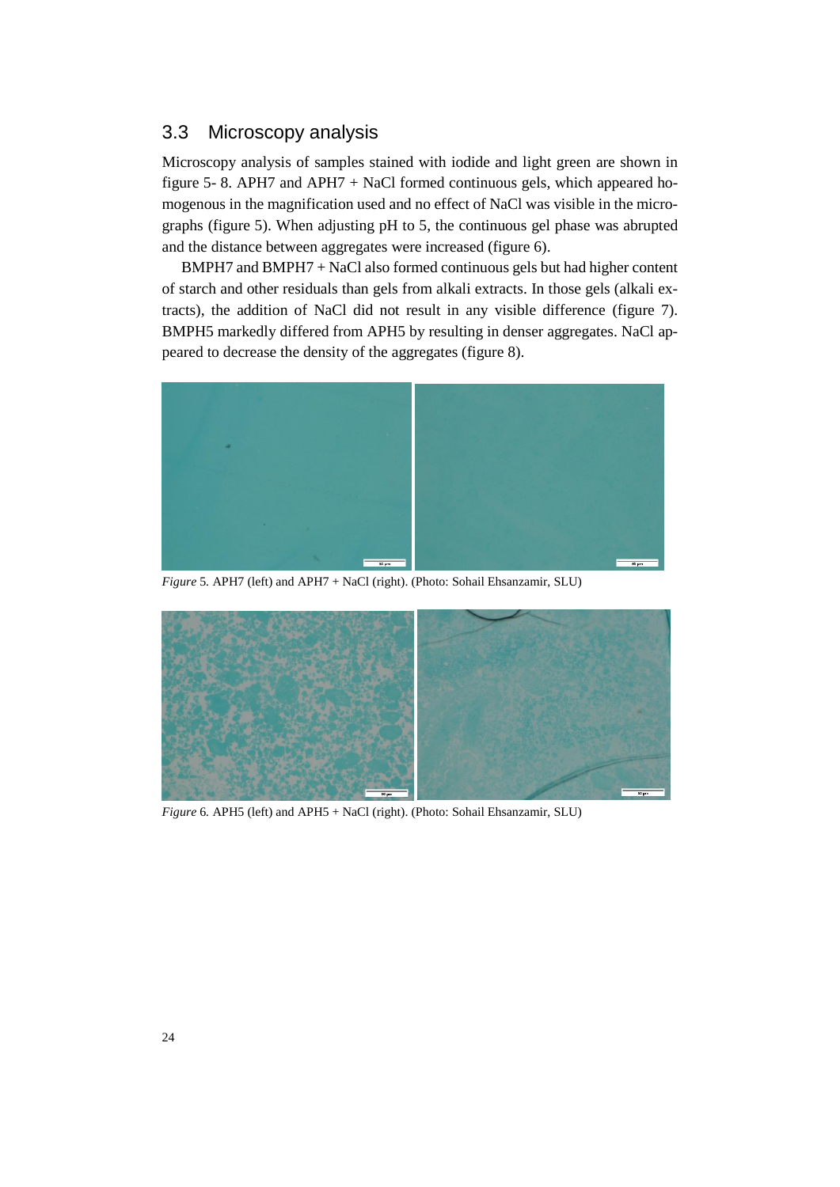## 3.3 Microscopy analysis

Microscopy analysis of samples stained with iodide and light green are shown in figure 5- 8. APH7 and APH7 + NaCl formed continuous gels, which appeared homogenous in the magnification used and no effect of NaCl was visible in the micrographs (figure 5). When adjusting pH to 5, the continuous gel phase was abrupted and the distance between aggregates were increased (figure 6).

BMPH7 and BMPH7 + NaCl also formed continuous gels but had higher content of starch and other residuals than gels from alkali extracts. In those gels (alkali extracts), the addition of NaCl did not result in any visible difference (figure 7). BMPH5 markedly differed from APH5 by resulting in denser aggregates. NaCl appeared to decrease the density of the aggregates (figure 8).

*Figure* 5. APH7 (left) and APH7 + NaCl (right). (Photo: Sohail Ehsanzamir, SLU)

*Figure* 6. APH5 (left) and APH5 + NaCl (right). (Photo: Sohail Ehsanzamir, SLU)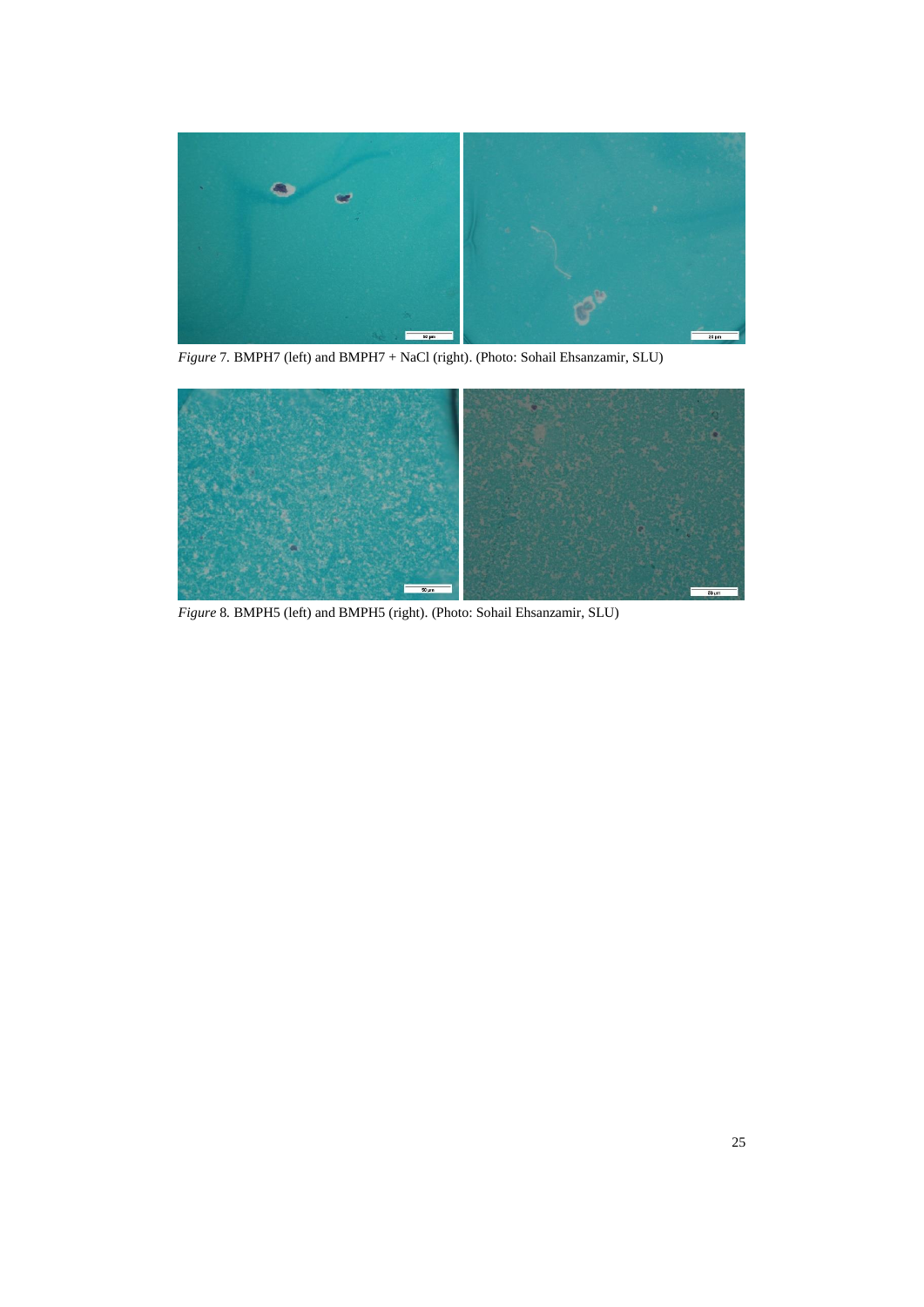*Figure* 7. BMPH7 (left) and BMPH7 + NaCl (right). (Photo: Sohail Ehsanzamir, SLU)

*Figure* 8*.* BMPH5 (left) and BMPH5 (right). (Photo: Sohail Ehsanzamir, SLU)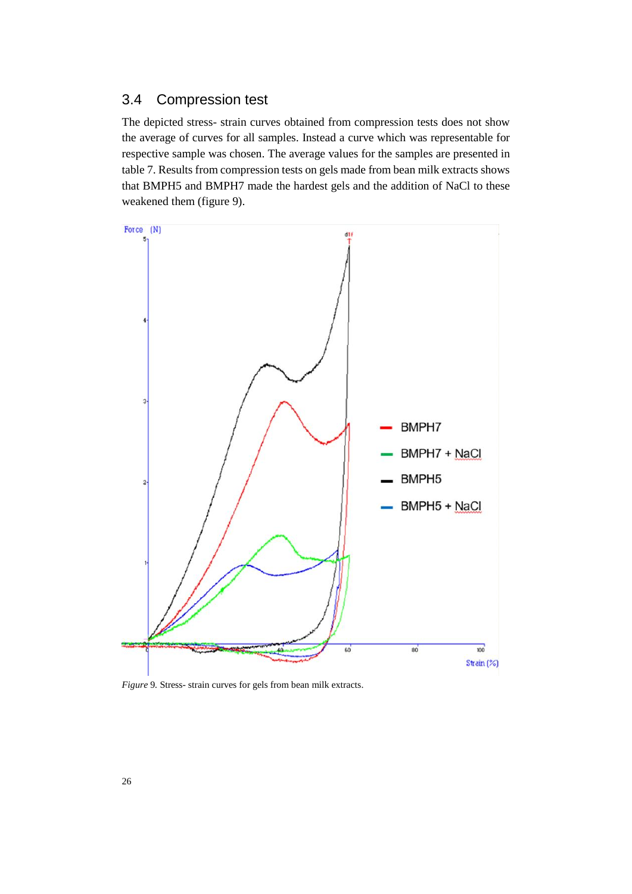## 3.4 Compression test

The depicted stress- strain curves obtained from compression tests does not show the average of curves for all samples. Instead a curve which was representable for respective sample was chosen. The average values for the samples are presented in table 7. Results from compression tests on gels made from bean milk extracts shows that BMPH5 and BMPH7 made the hardest gels and the addition of NaCl to these weakened them (figure 9).

*Figure* 9. Stress- strain curves for gels from bean milk extracts.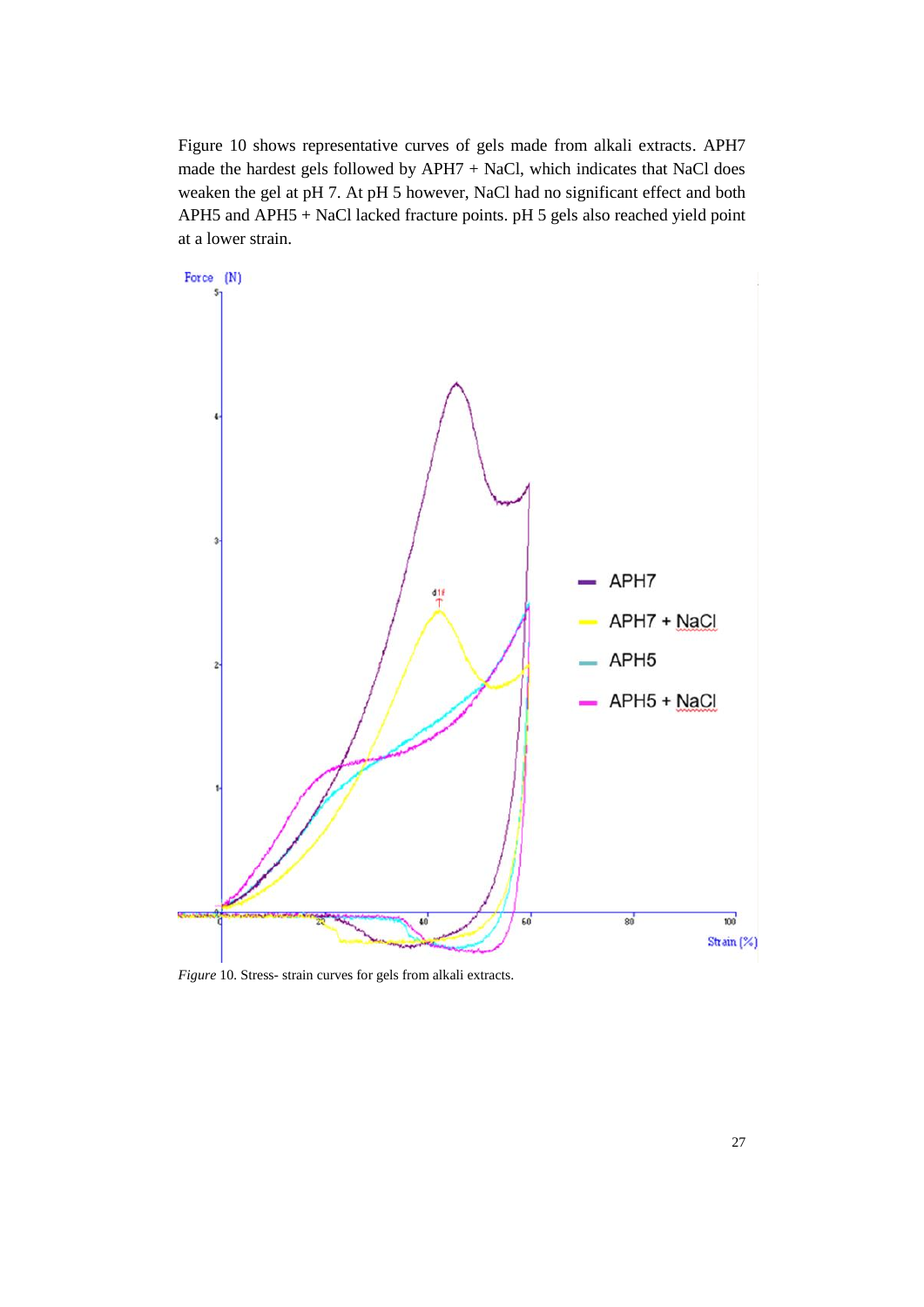Figure 10 shows representative curves of gels made from alkali extracts. APH7 made the hardest gels followed by APH7 + NaCl, which indicates that NaCl does weaken the gel at pH 7. At pH 5 however, NaCl had no significant effect and both APH5 and APH5 + NaCl lacked fracture points. pH 5 gels also reached yield point at a lower strain.

*Figure* 10. Stress- strain curves for gels from alkali extracts.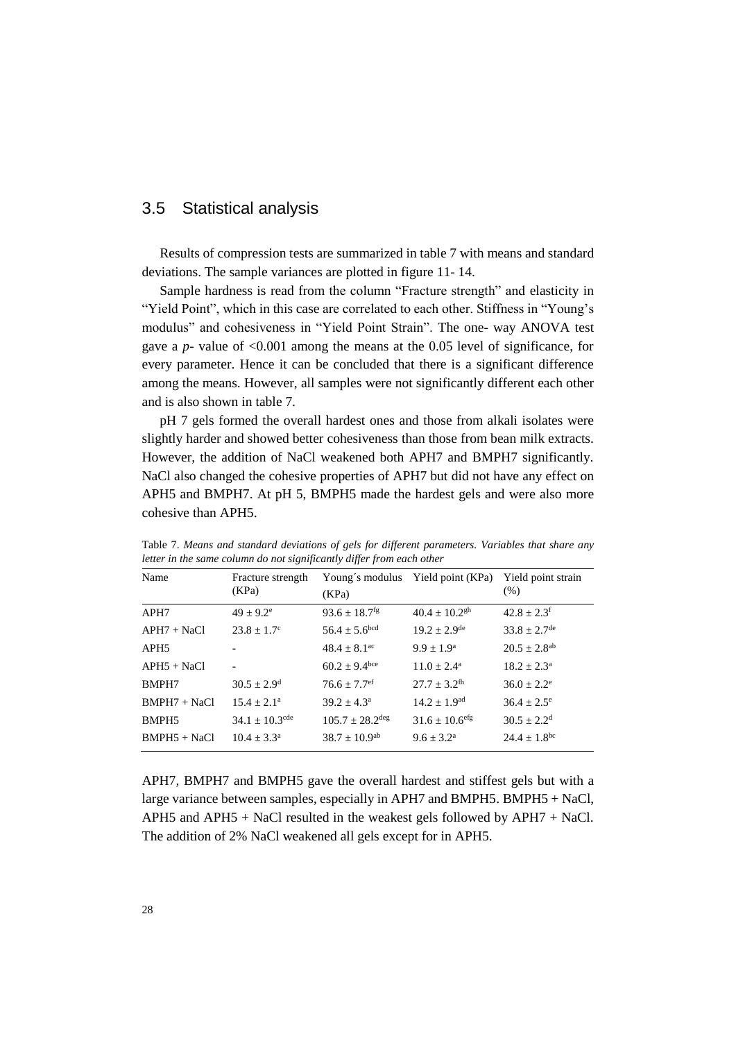## 3.5 Statistical analysis

Results of compression tests are summarized in table 7 with means and standard deviations. The sample variances are plotted in figure 11- 14.

Sample hardness is read from the column "Fracture strength" and elasticity in "Yield Point", which in this case are correlated to each other. Stiffness in "Young's modulus" and cohesiveness in "Yield Point Strain". The one- way ANOVA test gave a *p*- value of $<0.001$ among the means at the 0.05 level of significance, for every parameter. Hence it can be concluded that there is a significant difference among the means. However, all samples were not significantly different each other and is also shown in table 7.

pH 7 gels formed the overall hardest ones and those from alkali isolates were slightly harder and showed better cohesiveness than those from bean milk extracts. However, the addition of NaCl weakened both APH7 and BMPH7 significantly. NaCl also changed the cohesive properties of APH7 but did not have any effect on APH5 and BMPH7. At pH 5, BMPH5 made the hardest gels and were also more cohesive than APH5.

Table 7. *Means and standard deviations of gels for different parameters. Variables that share any letter in the same column do not significantly differ from each other*

| Name | Fracture strength (KPa) | Young´s modulus (KPa) | Yield point (KPa) | Yield point strain (%) |
|---|---|---|---|---|
| APH7 | $49 \pm 9.2^{e}$ | $93.6 \pm 18.7^{fg}$ | $40.4 \pm 10.2^{gh}$ | $42.8 \pm 2.3^{f}$ |
| APH7 + NaCl | $23.8 \pm 1.7^{c}$ | $56.4 \pm 5.6^{bcd}$ | $19.2 \pm 2.9^{de}$ | $33.8 \pm 2.7^{de}$ |
| APH5 | - | $48.4 \pm 8.1^{ac}$ | $9.9 \pm 1.9^{a}$ | $20.5 \pm 2.8^{ab}$ |
| APH5 + NaCl | - | $60.2 \pm 9.4^{bce}$ | $11.0 \pm 2.4^{a}$ | $18.2 \pm 2.3^{a}$ |
| BMPH7 | $30.5 \pm 2.9^{d}$ | $76.6 \pm 7.7^{ef}$ | $27.7 \pm 3.2^{fh}$ | $36.0 \pm 2.2^{e}$ |
| BMPH7 + NaCl | $15.4 \pm 2.1^{a}$ | $39.2 \pm 4.3^{a}$ | $14.2 \pm 1.9^{ad}$ | $36.4 \pm 2.5^{e}$ |
| BMPH5 | $34.1 \pm 10.3^{cde}$ | $105.7 \pm 28.2^{deg}$ | $31.6 \pm 10.6^{efg}$ | $30.5 \pm 2.2^{d}$ |
| BMPH5 + NaCl | $10.4 \pm 3.3^{a}$ | $38.7 \pm 10.9^{ab}$ | $9.6 \pm 3.2^{a}$ | $24.4 \pm 1.8^{bc}$ |

APH7, BMPH7 and BMPH5 gave the overall hardest and stiffest gels but with a large variance between samples, especially in APH7 and BMPH5. BMPH5 + NaCl, APH5 and APH5 + NaCl resulted in the weakest gels followed by APH7 + NaCl. The addition of 2% NaCl weakened all gels except for in APH5.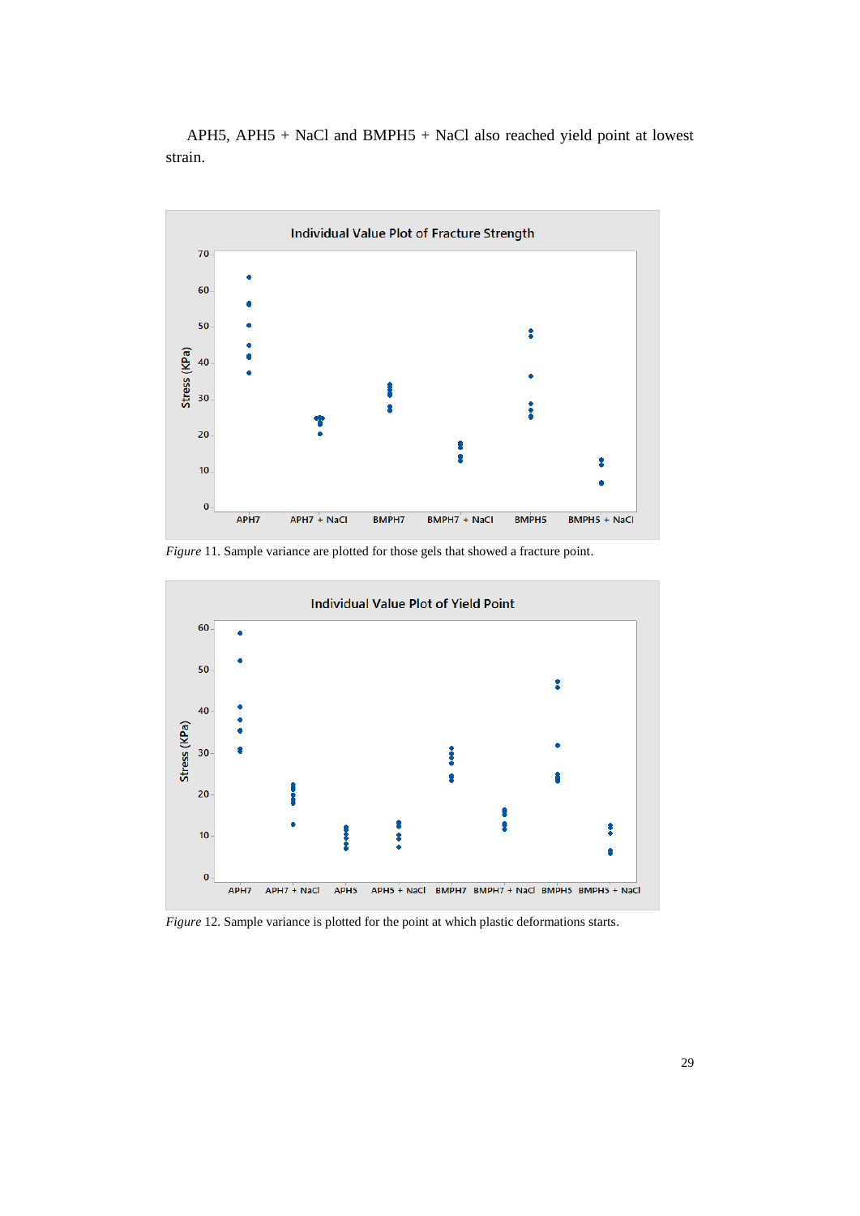APH5, APH5 + NaCl and BMPH5 + NaCl also reached yield point at lowest strain.

*Figure* 11. Sample variance are plotted for those gels that showed a fracture point.

*Figure* 12. Sample variance is plotted for the point at which plastic deformations starts.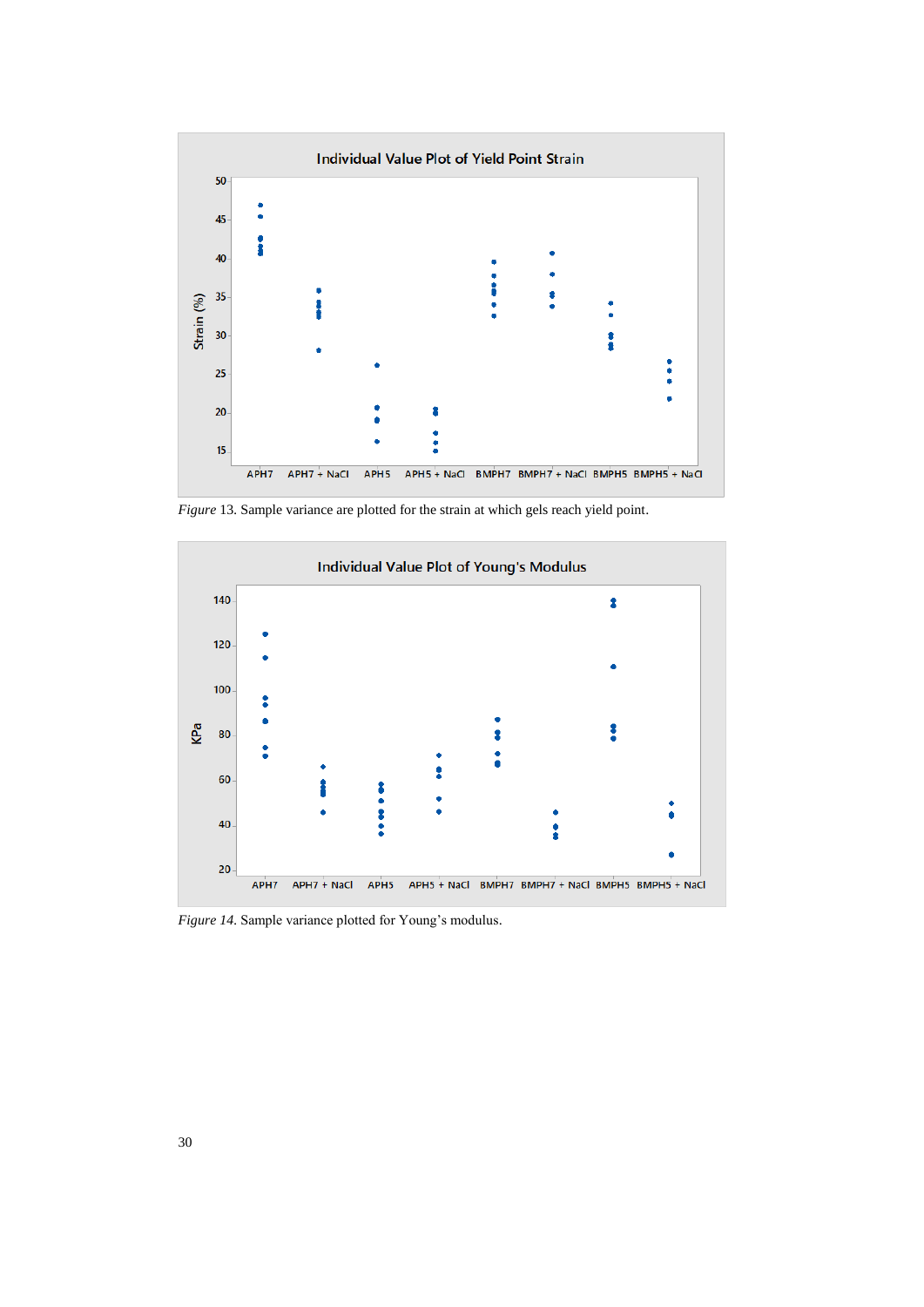*Figure* 13. Sample variance are plotted for the strain at which gels reach yield point.

*Figure 14*. Sample variance plotted for Young's modulus.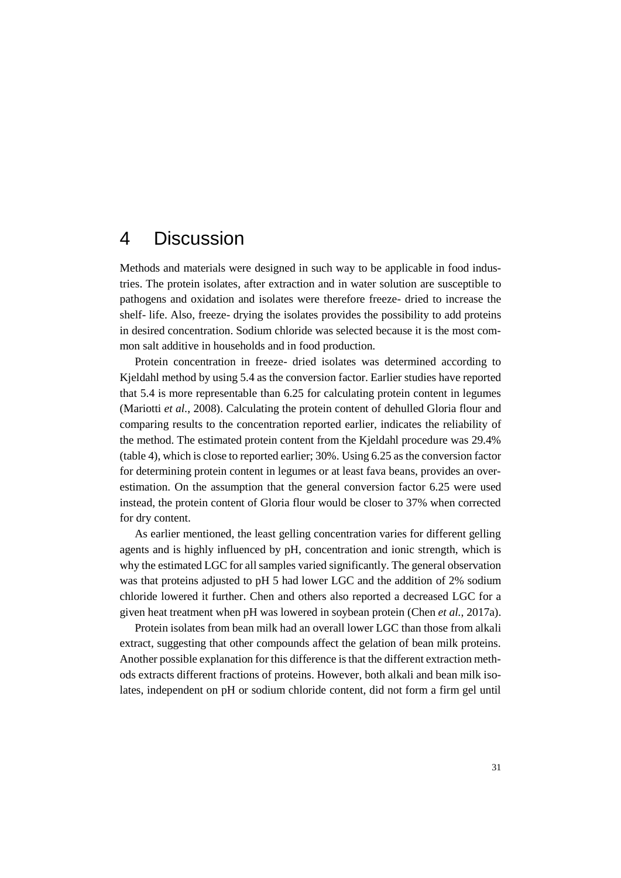# 4 Discussion

Methods and materials were designed in such way to be applicable in food industries. The protein isolates, after extraction and in water solution are susceptible to pathogens and oxidation and isolates were therefore freeze- dried to increase the shelf- life. Also, freeze- drying the isolates provides the possibility to add proteins in desired concentration. Sodium chloride was selected because it is the most common salt additive in households and in food production.

Protein concentration in freeze- dried isolates was determined according to Kjeldahl method by using 5.4 as the conversion factor. Earlier studies have reported that 5.4 is more representable than 6.25 for calculating protein content in legumes (Mariotti *et al.*, 2008). Calculating the protein content of dehulled Gloria flour and comparing results to the concentration reported earlier, indicates the reliability of the method. The estimated protein content from the Kjeldahl procedure was 29.4% (table 4), which is close to reported earlier; 30%. Using 6.25 as the conversion factor for determining protein content in legumes or at least fava beans, provides an overestimation. On the assumption that the general conversion factor 6.25 were used instead, the protein content of Gloria flour would be closer to 37% when corrected for dry content.

As earlier mentioned, the least gelling concentration varies for different gelling agents and is highly influenced by pH, concentration and ionic strength, which is why the estimated LGC for all samples varied significantly. The general observation was that proteins adjusted to pH 5 had lower LGC and the addition of 2% sodium chloride lowered it further. Chen and others also reported a decreased LGC for a given heat treatment when pH was lowered in soybean protein (Chen *et al.*, 2017a).

Protein isolates from bean milk had an overall lower LGC than those from alkali extract, suggesting that other compounds affect the gelation of bean milk proteins. Another possible explanation for this difference is that the different extraction methods extracts different fractions of proteins. However, both alkali and bean milk isolates, independent on pH or sodium chloride content, did not form a firm gel until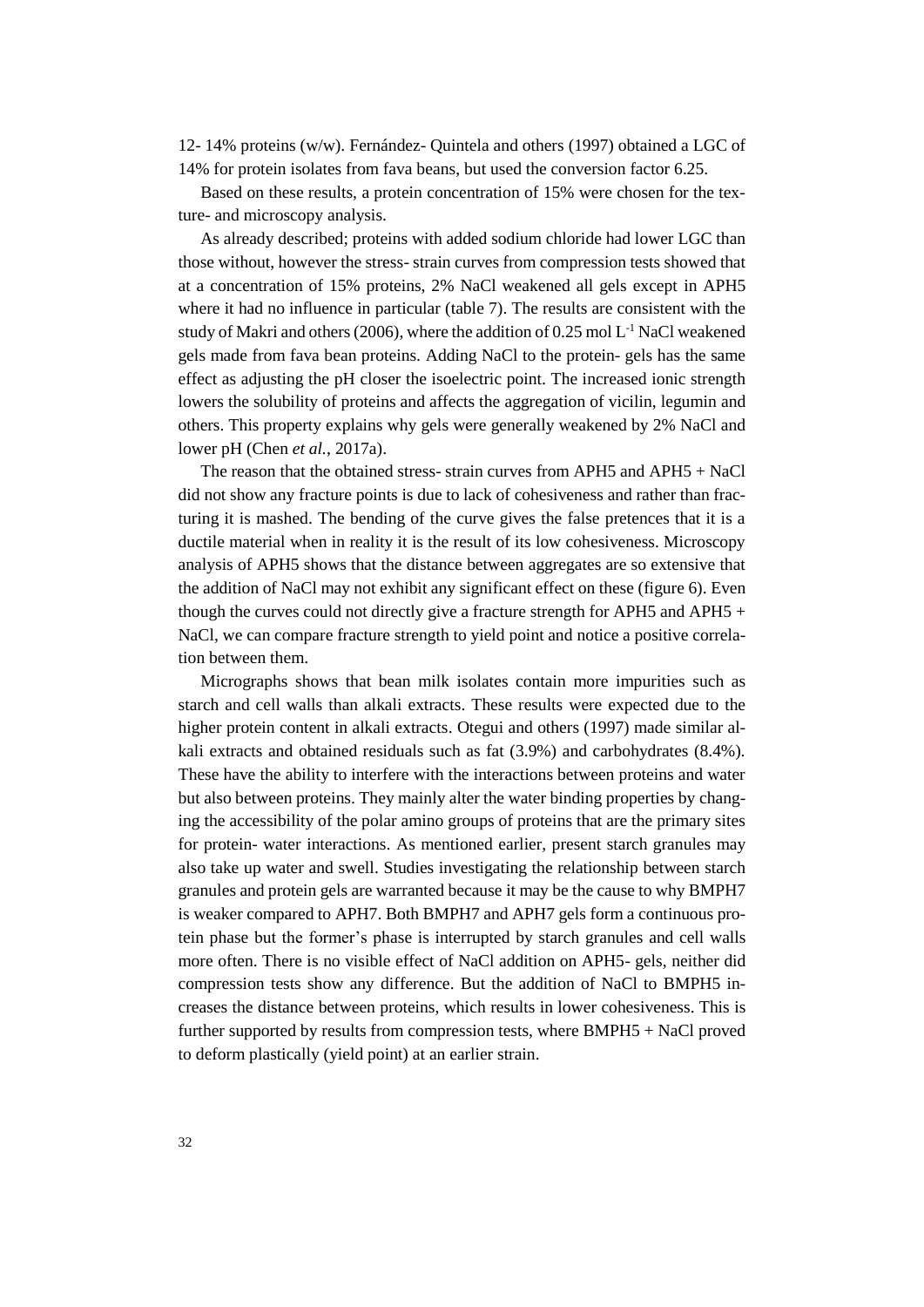12- 14% proteins (w/w). Fernández- Quintela and others (1997) obtained a LGC of 14% for protein isolates from fava beans, but used the conversion factor 6.25.

Based on these results, a protein concentration of 15% were chosen for the texture- and microscopy analysis.

As already described; proteins with added sodium chloride had lower LGC than those without, however the stress- strain curves from compression tests showed that at a concentration of 15% proteins, 2% NaCl weakened all gels except in APH5 where it had no influence in particular (table 7). The results are consistent with the study of Makri and others (2006), where the addition of 0.25 mol $L^{-1}$ NaCl weakened gels made from fava bean proteins. Adding NaCl to the protein- gels has the same effect as adjusting the pH closer the isoelectric point. The increased ionic strength lowers the solubility of proteins and affects the aggregation of vicilin, legumin and others. This property explains why gels were generally weakened by 2% NaCl and lower pH (Chen *et al.*, 2017a).

The reason that the obtained stress- strain curves from APH5 and APH5 + NaCl did not show any fracture points is due to lack of cohesiveness and rather than fracturing it is mashed. The bending of the curve gives the false pretences that it is a ductile material when in reality it is the result of its low cohesiveness. Microscopy analysis of APH5 shows that the distance between aggregates are so extensive that the addition of NaCl may not exhibit any significant effect on these (figure 6). Even though the curves could not directly give a fracture strength for APH5 and APH5 + NaCl, we can compare fracture strength to yield point and notice a positive correlation between them.

Micrographs shows that bean milk isolates contain more impurities such as starch and cell walls than alkali extracts. These results were expected due to the higher protein content in alkali extracts. Otegui and others (1997) made similar alkali extracts and obtained residuals such as fat (3.9%) and carbohydrates (8.4%). These have the ability to interfere with the interactions between proteins and water but also between proteins. They mainly alter the water binding properties by changing the accessibility of the polar amino groups of proteins that are the primary sites for protein- water interactions. As mentioned earlier, present starch granules may also take up water and swell. Studies investigating the relationship between starch granules and protein gels are warranted because it may be the cause to why BMPH7 is weaker compared to APH7. Both BMPH7 and APH7 gels form a continuous protein phase but the former's phase is interrupted by starch granules and cell walls more often. There is no visible effect of NaCl addition on APH5- gels, neither did compression tests show any difference. But the addition of NaCl to BMPH5 increases the distance between proteins, which results in lower cohesiveness. This is further supported by results from compression tests, where BMPH5 + NaCl proved to deform plastically (yield point) at an earlier strain.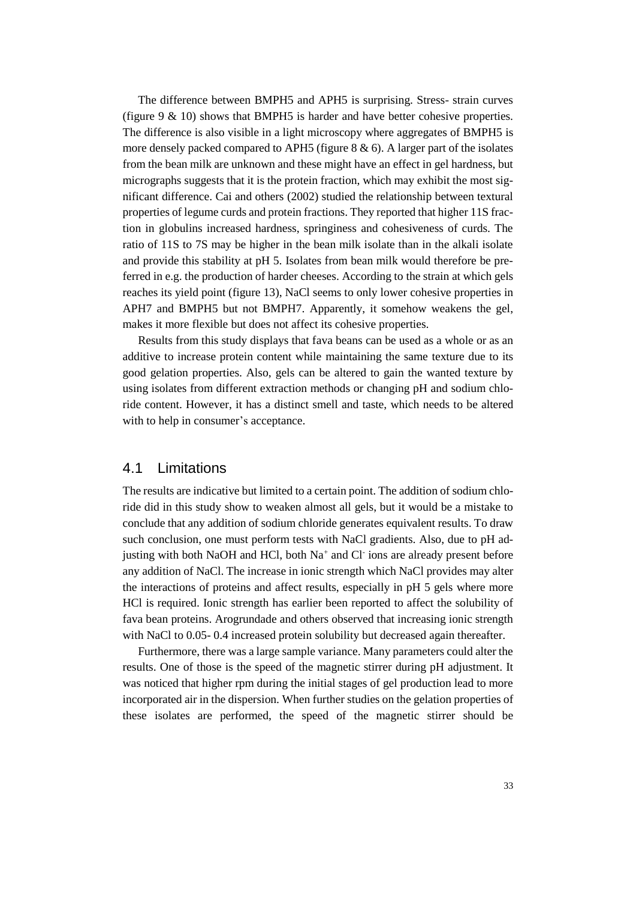The difference between BMPH5 and APH5 is surprising. Stress- strain curves (figure 9 & 10) shows that BMPH5 is harder and have better cohesive properties. The difference is also visible in a light microscopy where aggregates of BMPH5 is more densely packed compared to APH5 (figure 8 & 6). A larger part of the isolates from the bean milk are unknown and these might have an effect in gel hardness, but micrographs suggests that it is the protein fraction, which may exhibit the most significant difference. Cai and others (2002) studied the relationship between textural properties of legume curds and protein fractions. They reported that higher 11S fraction in globulins increased hardness, springiness and cohesiveness of curds. The ratio of 11S to 7S may be higher in the bean milk isolate than in the alkali isolate and provide this stability at pH 5. Isolates from bean milk would therefore be preferred in e.g. the production of harder cheeses. According to the strain at which gels reaches its yield point (figure 13), NaCl seems to only lower cohesive properties in APH7 and BMPH5 but not BMPH7. Apparently, it somehow weakens the gel, makes it more flexible but does not affect its cohesive properties.

Results from this study displays that fava beans can be used as a whole or as an additive to increase protein content while maintaining the same texture due to its good gelation properties. Also, gels can be altered to gain the wanted texture by using isolates from different extraction methods or changing pH and sodium chloride content. However, it has a distinct smell and taste, which needs to be altered with to help in consumer's acceptance.

## 4.1 Limitations

The results are indicative but limited to a certain point. The addition of sodium chloride did in this study show to weaken almost all gels, but it would be a mistake to conclude that any addition of sodium chloride generates equivalent results. To draw such conclusion, one must perform tests with NaCl gradients. Also, due to pH adjusting with both NaOH and HCl, both $Na^+$ and $Cl^-$ ions are already present before any addition of NaCl. The increase in ionic strength which NaCl provides may alter the interactions of proteins and affect results, especially in pH 5 gels where more HCl is required. Ionic strength has earlier been reported to affect the solubility of fava bean proteins. Arogrundade and others observed that increasing ionic strength with NaCl to 0.05- 0.4 increased protein solubility but decreased again thereafter.

Furthermore, there was a large sample variance. Many parameters could alter the results. One of those is the speed of the magnetic stirrer during pH adjustment. It was noticed that higher rpm during the initial stages of gel production lead to more incorporated air in the dispersion. When further studies on the gelation properties of these isolates are performed, the speed of the magnetic stirrer should be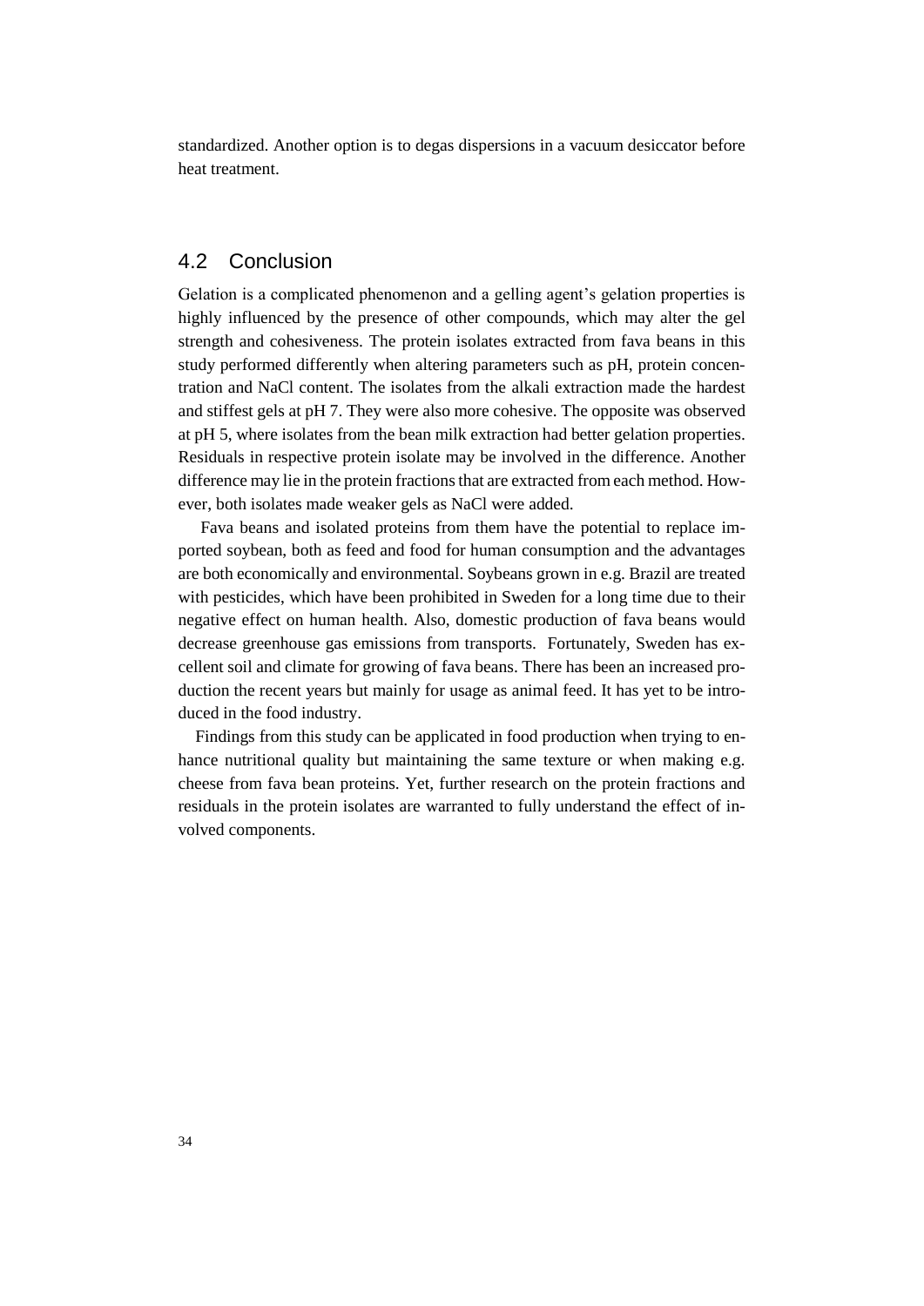standardized. Another option is to degas dispersions in a vacuum desiccator before heat treatment.

## 4.2 Conclusion

Gelation is a complicated phenomenon and a gelling agent's gelation properties is highly influenced by the presence of other compounds, which may alter the gel strength and cohesiveness. The protein isolates extracted from fava beans in this study performed differently when altering parameters such as pH, protein concentration and NaCl content. The isolates from the alkali extraction made the hardest and stiffest gels at pH 7. They were also more cohesive. The opposite was observed at pH 5, where isolates from the bean milk extraction had better gelation properties. Residuals in respective protein isolate may be involved in the difference. Another difference may lie in the protein fractions that are extracted from each method. However, both isolates made weaker gels as NaCl were added.

Fava beans and isolated proteins from them have the potential to replace imported soybean, both as feed and food for human consumption and the advantages are both economically and environmental. Soybeans grown in e.g. Brazil are treated with pesticides, which have been prohibited in Sweden for a long time due to their negative effect on human health. Also, domestic production of fava beans would decrease greenhouse gas emissions from transports. Fortunately, Sweden has excellent soil and climate for growing of fava beans. There has been an increased production the recent years but mainly for usage as animal feed. It has yet to be introduced in the food industry.

Findings from this study can be applicated in food production when trying to enhance nutritional quality but maintaining the same texture or when making e.g. cheese from fava bean proteins. Yet, further research on the protein fractions and residuals in the protein isolates are warranted to fully understand the effect of involved components.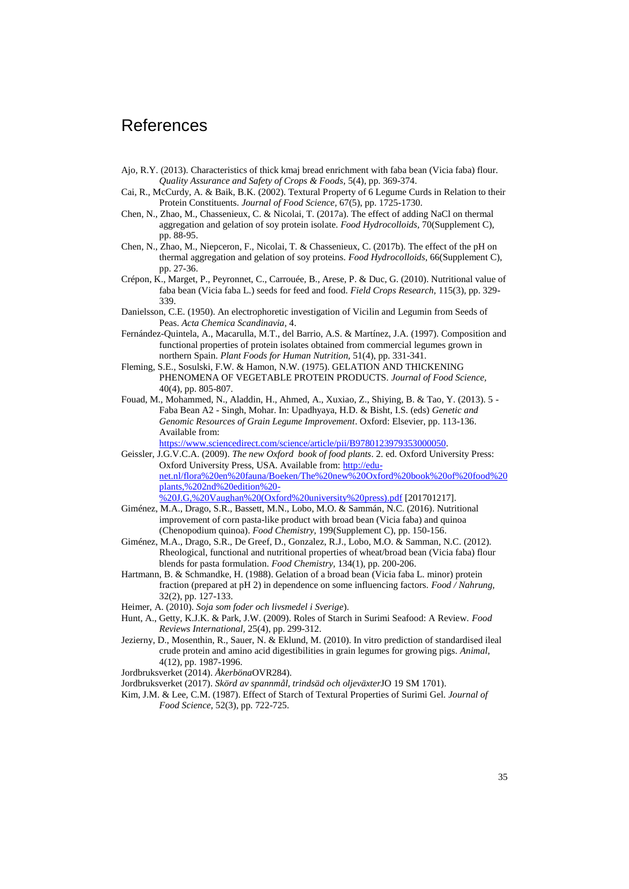# References

Ajo, R.Y. (2013). Characteristics of thick kmaj bread enrichment with faba bean (Vicia faba) flour. *Quality Assurance and Safety of Crops & Foods,* 5(4), pp. 369-374.

Cai, R., McCurdy, A. & Baik, B.K. (2002). Textural Property of 6 Legume Curds in Relation to their Protein Constituents. *Journal of Food Science,* 67(5), pp. 1725-1730.

Chen, N., Zhao, M., Chassenieux, C. & Nicolai, T. (2017a). The effect of adding NaCl on thermal aggregation and gelation of soy protein isolate. *Food Hydrocolloids,* 70(Supplement C), pp. 88-95.

Chen, N., Zhao, M., Niepceron, F., Nicolai, T. & Chassenieux, C. (2017b). The effect of the pH on thermal aggregation and gelation of soy proteins. *Food Hydrocolloids,* 66(Supplement C), pp. 27-36.

Crépon, K., Marget, P., Peyronnet, C., Carrouée, B., Arese, P. & Duc, G. (2010). Nutritional value of faba bean (Vicia faba L.) seeds for feed and food. *Field Crops Research,* 115(3), pp. 329-339.

Danielsson, C.E. (1950). An electrophoretic investigation of Vicilin and Legumin from Seeds of Peas. *Acta Chemica Scandinavia,* 4.

Fernández-Quintela, A., Macarulla, M.T., del Barrio, A.S. & Martínez, J.A. (1997). Composition and functional properties of protein isolates obtained from commercial legumes grown in northern Spain. *Plant Foods for Human Nutrition,* 51(4), pp. 331-341.

Fleming, S.E., Sosulski, F.W. & Hamon, N.W. (1975). GELATION AND THICKENING PHENOMENA OF VEGETABLE PROTEIN PRODUCTS. *Journal of Food Science,* 40(4), pp. 805-807.

Fouad, M., Mohammed, N., Aladdin, H., Ahmed, A., Xuxiao, Z., Shiying, B. & Tao, Y. (2013). 5 - Faba Bean A2 - Singh, Mohar. In: Upadhyaya, H.D. & Bisht, I.S. (eds) *Genetic and Genomic Resources of Grain Legume Improvement*. Oxford: Elsevier, pp. 113-136. Available from: https://www.sciencedirect.com/science/article/pii/B9780123979353000050.

Geissler, J.G.V.C.A. (2009). *The new Oxford book of food plants*. 2. ed. Oxford University Press: Oxford University Press, USA. Available from: http://edu-net.nl/flora%20en%20fauna/Boeken/The%20new%20Oxford%20book%20of%20food%20plants,%202nd%20edition%20-%20J.G,%20Vaughan%20(Oxford%20university%20press).pdf [201701217].

Giménez, M.A., Drago, S.R., Bassett, M.N., Lobo, M.O. & Sammán, N.C. (2016). Nutritional improvement of corn pasta-like product with broad bean (Vicia faba) and quinoa (Chenopodium quinoa). *Food Chemistry,* 199(Supplement C), pp. 150-156.

Giménez, M.A., Drago, S.R., De Greef, D., Gonzalez, R.J., Lobo, M.O. & Samman, N.C. (2012). Rheological, functional and nutritional properties of wheat/broad bean (Vicia faba) flour blends for pasta formulation. *Food Chemistry,* 134(1), pp. 200-206.

Hartmann, B. & Schmandke, H. (1988). Gelation of a broad bean (Vicia faba L. minor) protein fraction (prepared at pH 2) in dependence on some influencing factors. *Food / Nahrung,* 32(2), pp. 127-133.

Heimer, A. (2010). *Soja som foder och livsmedel i Sverige*).

Hunt, A., Getty, K.J.K. & Park, J.W. (2009). Roles of Starch in Surimi Seafood: A Review. *Food Reviews International,* 25(4), pp. 299-312.

Jezierny, D., Mosenthin, R., Sauer, N. & Eklund, M. (2010). In vitro prediction of standardised ileal crude protein and amino acid digestibilities in grain legumes for growing pigs. *Animal,* 4(12), pp. 1987-1996.

Jordbruksverket (2014). *Åkerböna*OVR284).

Jordbruksverket (2017). *Skörd av spannmål, trindsäd och oljeväxter*JO 19 SM 1701).

Kim, J.M. & Lee, C.M. (1987). Effect of Starch of Textural Properties of Surimi Gel. *Journal of Food Science,* 52(3), pp. 722-725.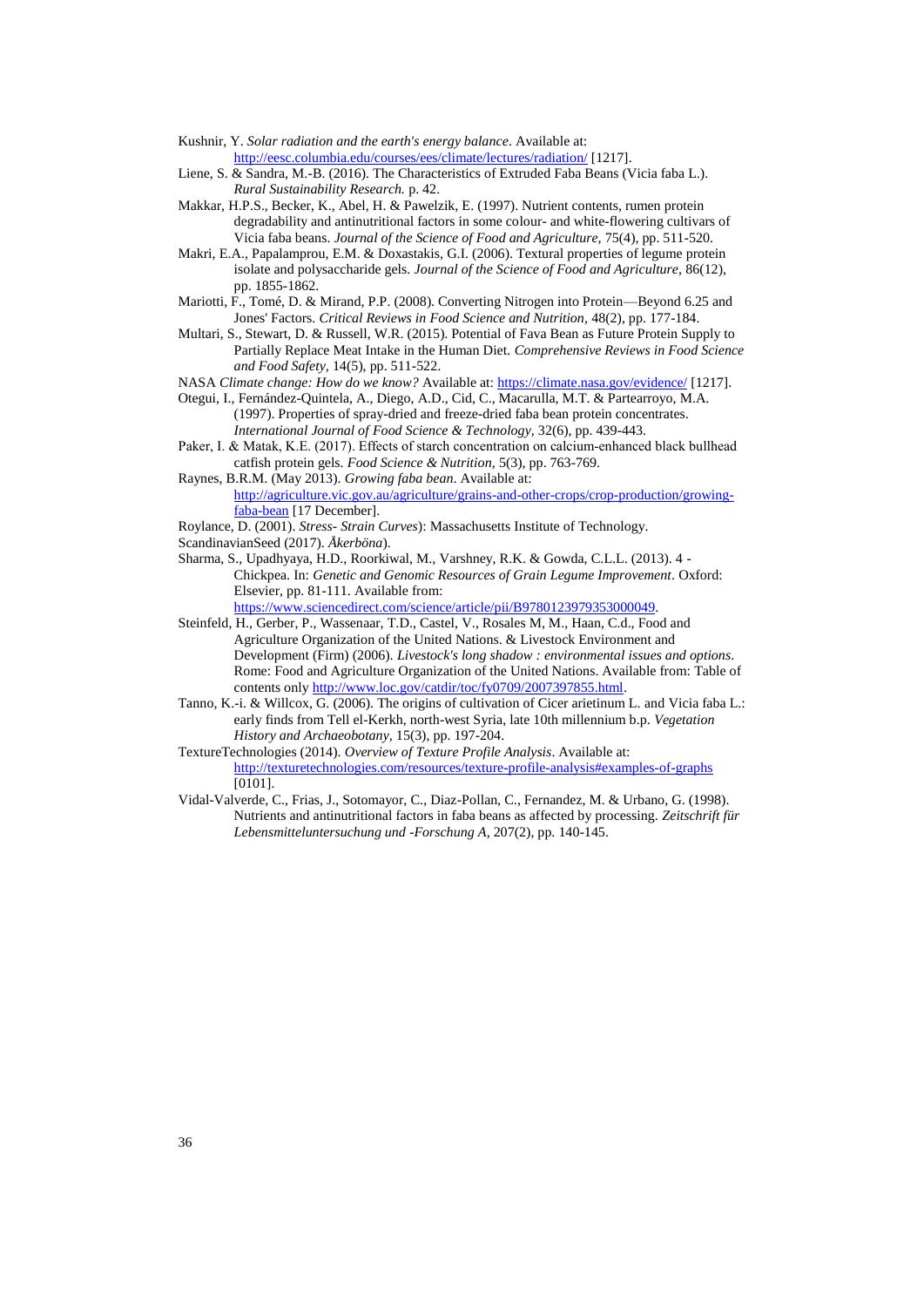Kushnir, Y. *Solar radiation and the earth's energy balance*. Available at: http://eesc.columbia.edu/courses/ees/climate/lectures/radiation/ [1217].

Liene, S. & Sandra, M.-B. (2016). The Characteristics of Extruded Faba Beans (Vicia faba L.). *Rural Sustainability Research.* p. 42.

Makkar, H.P.S., Becker, K., Abel, H. & Pawelzik, E. (1997). Nutrient contents, rumen protein degradability and antinutritional factors in some colour- and white-flowering cultivars of Vicia faba beans. *Journal of the Science of Food and Agriculture,* 75(4), pp. 511-520.

Makri, E.A., Papalamprou, E.M. & Doxastakis, G.I. (2006). Textural properties of legume protein isolate and polysaccharide gels. *Journal of the Science of Food and Agriculture,* 86(12), pp. 1855-1862.

Mariotti, F., Tomé, D. & Mirand, P.P. (2008). Converting Nitrogen into Protein—Beyond 6.25 and Jones' Factors. *Critical Reviews in Food Science and Nutrition,* 48(2), pp. 177-184.

Multari, S., Stewart, D. & Russell, W.R. (2015). Potential of Fava Bean as Future Protein Supply to Partially Replace Meat Intake in the Human Diet. *Comprehensive Reviews in Food Science and Food Safety,* 14(5), pp. 511-522.

NASA *Climate change: How do we know?* Available at: https://climate.nasa.gov/evidence/ [1217].

Otegui, I., Fernández-Quintela, A., Diego, A.D., Cid, C., Macarulla, M.T. & Partearroyo, M.A. (1997). Properties of spray-dried and freeze-dried faba bean protein concentrates. *International Journal of Food Science & Technology,* 32(6), pp. 439-443.

Paker, I. & Matak, K.E. (2017). Effects of starch concentration on calcium-enhanced black bullhead catfish protein gels. *Food Science & Nutrition,* 5(3), pp. 763-769.

Raynes, B.R.M. (May 2013). *Growing faba bean*. Available at: http://agriculture.vic.gov.au/agriculture/grains-and-other-crops/crop-production/growing-faba-bean [17 December].

Roylance, D. (2001). *Stress- Strain Curves*): Massachusetts Institute of Technology.

ScandinavianSeed (2017). *Åkerböna*).

Sharma, S., Upadhyaya, H.D., Roorkiwal, M., Varshney, R.K. & Gowda, C.L.L. (2013). 4 - Chickpea. In: *Genetic and Genomic Resources of Grain Legume Improvement*. Oxford: Elsevier, pp. 81-111. Available from: https://www.sciencedirect.com/science/article/pii/B9780123979353000049.

Steinfeld, H., Gerber, P., Wassenaar, T.D., Castel, V., Rosales M, M., Haan, C.d., Food and Agriculture Organization of the United Nations. & Livestock Environment and Development (Firm) (2006). *Livestock's long shadow : environmental issues and options*. Rome: Food and Agriculture Organization of the United Nations. Available from: Table of contents only http://www.loc.gov/catdir/toc/fy0709/2007397855.html.

Tanno, K.-i. & Willcox, G. (2006). The origins of cultivation of Cicer arietinum L. and Vicia faba L.: early finds from Tell el-Kerkh, north-west Syria, late 10th millennium b.p. *Vegetation History and Archaeobotany,* 15(3), pp. 197-204.

TextureTechnologies (2014). *Overview of Texture Profile Analysis*. Available at: http://texturetechnologies.com/resources/texture-profile-analysis#examples-of-graphs [0101].

Vidal-Valverde, C., Frias, J., Sotomayor, C., Diaz-Pollan, C., Fernandez, M. & Urbano, G. (1998). Nutrients and antinutritional factors in faba beans as affected by processing. *Zeitschrift für Lebensmitteluntersuchung und -Forschung A,* 207(2), pp. 140-145.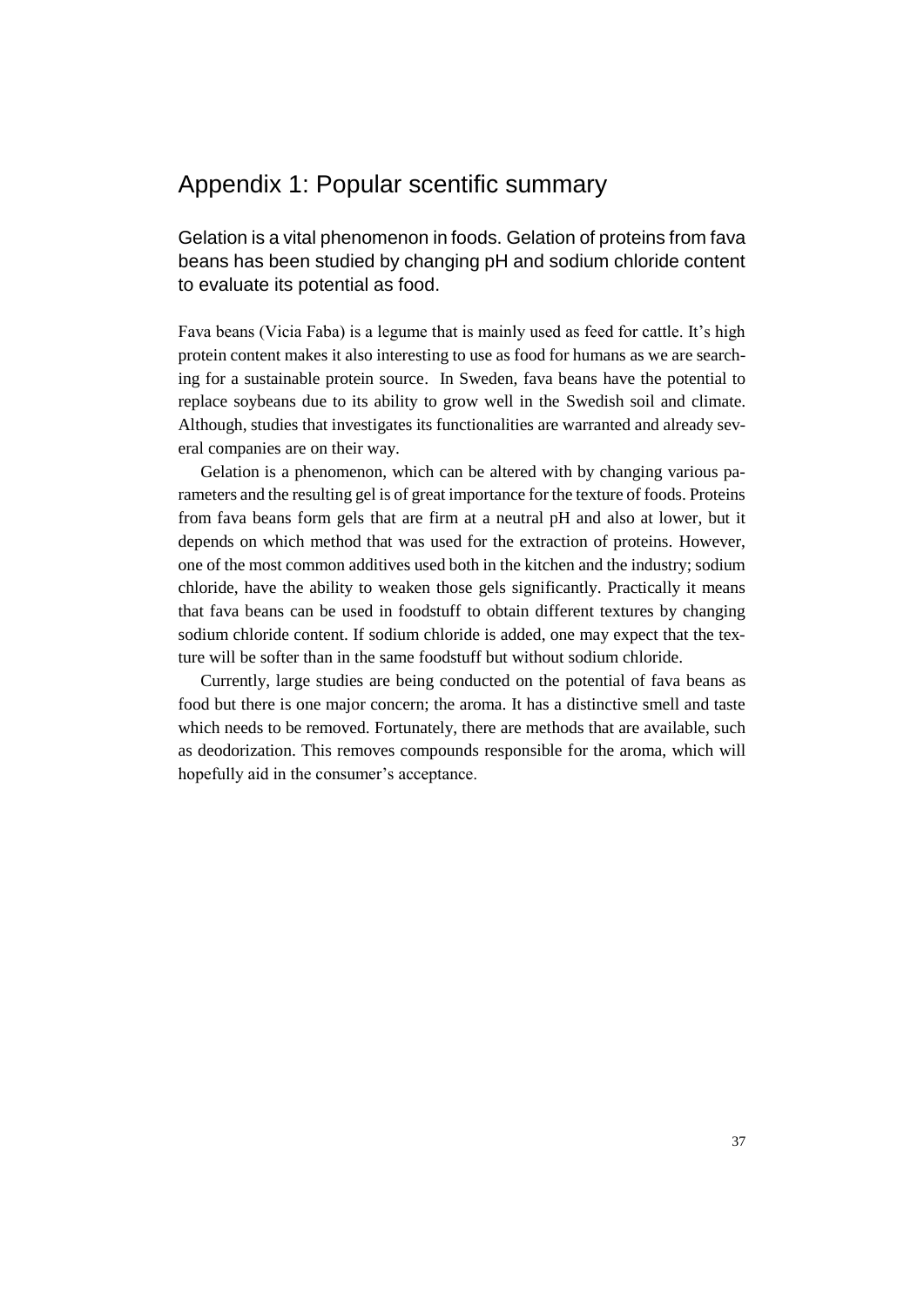# Appendix 1: Popular scentific summary

## Gelation is a vital phenomenon in foods. Gelation of proteins from fava beans has been studied by changing pH and sodium chloride content to evaluate its potential as food.

Fava beans (Vicia Faba) is a legume that is mainly used as feed for cattle. It's high protein content makes it also interesting to use as food for humans as we are searching for a sustainable protein source. In Sweden, fava beans have the potential to replace soybeans due to its ability to grow well in the Swedish soil and climate. Although, studies that investigates its functionalities are warranted and already several companies are on their way.

Gelation is a phenomenon, which can be altered with by changing various parameters and the resulting gel is of great importance for the texture of foods. Proteins from fava beans form gels that are firm at a neutral pH and also at lower, but it depends on which method that was used for the extraction of proteins. However, one of the most common additives used both in the kitchen and the industry; sodium chloride, have the ability to weaken those gels significantly. Practically it means that fava beans can be used in foodstuff to obtain different textures by changing sodium chloride content. If sodium chloride is added, one may expect that the texture will be softer than in the same foodstuff but without sodium chloride.

Currently, large studies are being conducted on the potential of fava beans as food but there is one major concern; the aroma. It has a distinctive smell and taste which needs to be removed. Fortunately, there are methods that are available, such as deodorization. This removes compounds responsible for the aroma, which will hopefully aid in the consumer's acceptance.